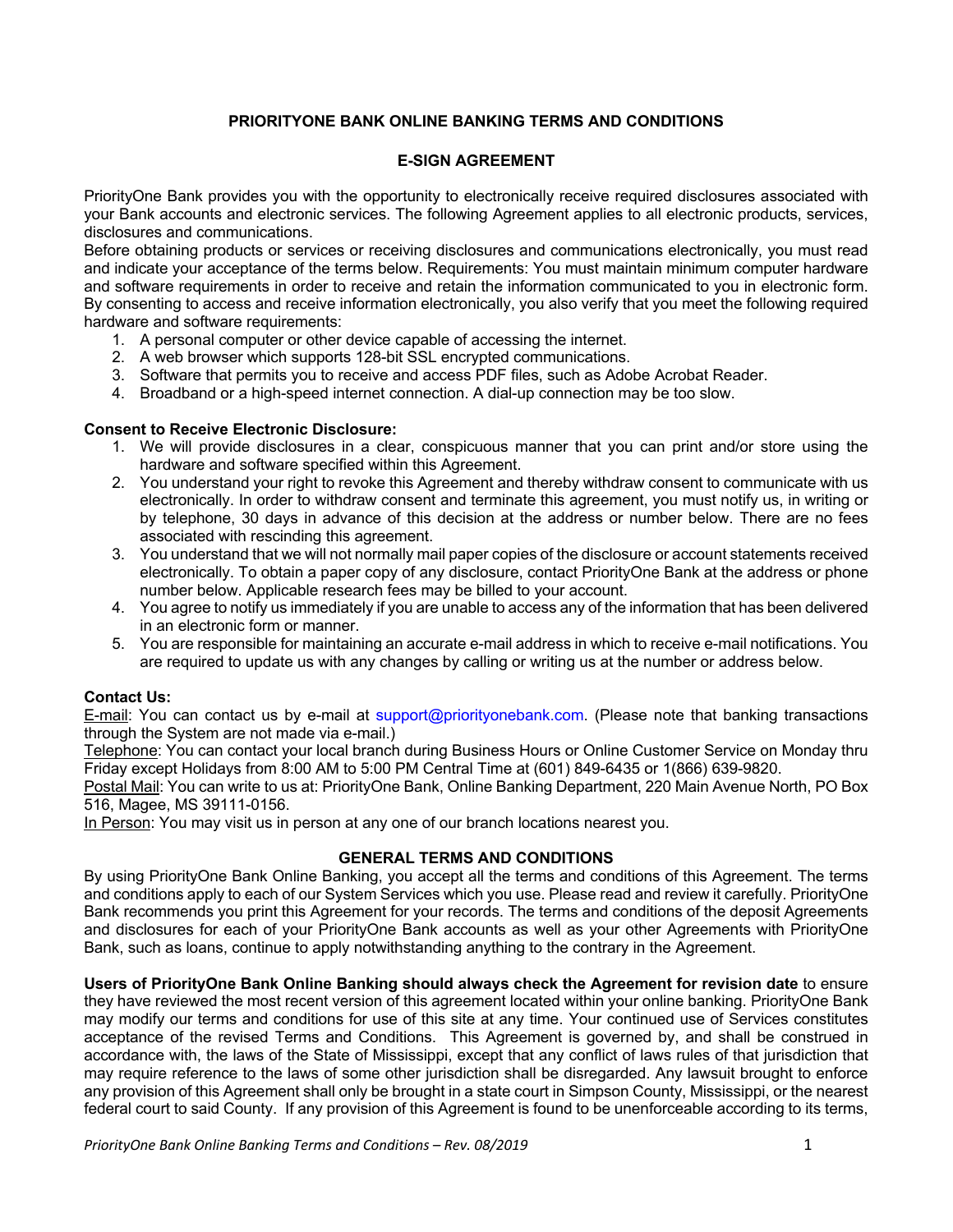# PRIORITYONE BANK ONLINE BANKING TERMS AND CONDITIONS

## E-SIGN AGREEMENT

PriorityOne Bank provides you with the opportunity to electronically receive required disclosures associated with your Bank accounts and electronic services. The following Agreement applies to all electronic products, services, disclosures and communications.

Before obtaining products or services or receiving disclosures and communications electronically, you must read and indicate your acceptance of the terms below. Requirements: You must maintain minimum computer hardware and software requirements in order to receive and retain the information communicated to you in electronic form. By consenting to access and receive information electronically, you also verify that you meet the following required hardware and software requirements:

1. A personal computer or other device capable of accessing the internet.
2. A web browser which supports 128-bit SSL encrypted communications.
3. Software that permits you to receive and access PDF files, such as Adobe Acrobat Reader.
4. Broadband or a high-speed internet connection. A dial-up connection may be too slow.

**Consent to Receive Electronic Disclosure:**

1. We will provide disclosures in a clear, conspicuous manner that you can print and/or store using the hardware and software specified within this Agreement.
2. You understand your right to revoke this Agreement and thereby withdraw consent to communicate with us electronically. In order to withdraw consent and terminate this agreement, you must notify us, in writing or by telephone, 30 days in advance of this decision at the address or number below. There are no fees associated with rescinding this agreement.
3. You understand that we will not normally mail paper copies of the disclosure or account statements received electronically. To obtain a paper copy of any disclosure, contact PriorityOne Bank at the address or phone number below. Applicable research fees may be billed to your account.
4. You agree to notify us immediately if you are unable to access any of the information that has been delivered in an electronic form or manner.
5. You are responsible for maintaining an accurate e-mail address in which to receive e-mail notifications. You are required to update us with any changes by calling or writing us at the number or address below.

**Contact Us:**

E-mail: You can contact us by e-mail at support@priorityonebank.com. (Please note that banking transactions through the System are not made via e-mail.)

Telephone: You can contact your local branch during Business Hours or Online Customer Service on Monday thru Friday except Holidays from 8:00 AM to 5:00 PM Central Time at (601) 849-6435 or 1(866) 639-9820.

Postal Mail: You can write to us at: PriorityOne Bank, Online Banking Department, 220 Main Avenue North, PO Box 516, Magee, MS 39111-0156.

In Person: You may visit us in person at any one of our branch locations nearest you.

## GENERAL TERMS AND CONDITIONS

By using PriorityOne Bank Online Banking, you accept all the terms and conditions of this Agreement. The terms and conditions apply to each of our System Services which you use. Please read and review it carefully. PriorityOne Bank recommends you print this Agreement for your records. The terms and conditions of the deposit Agreements and disclosures for each of your PriorityOne Bank accounts as well as your other Agreements with PriorityOne Bank, such as loans, continue to apply notwithstanding anything to the contrary in the Agreement.

**Users of PriorityOne Bank Online Banking should always check the Agreement for revision date** to ensure they have reviewed the most recent version of this agreement located within your online banking. PriorityOne Bank may modify our terms and conditions for use of this site at any time. Your continued use of Services constitutes acceptance of the revised Terms and Conditions. This Agreement is governed by, and shall be construed in accordance with, the laws of the State of Mississippi, except that any conflict of laws rules of that jurisdiction that may require reference to the laws of some other jurisdiction shall be disregarded. Any lawsuit brought to enforce any provision of this Agreement shall only be brought in a state court in Simpson County, Mississippi, or the nearest federal court to said County. If any provision of this Agreement is found to be unenforceable according to its terms,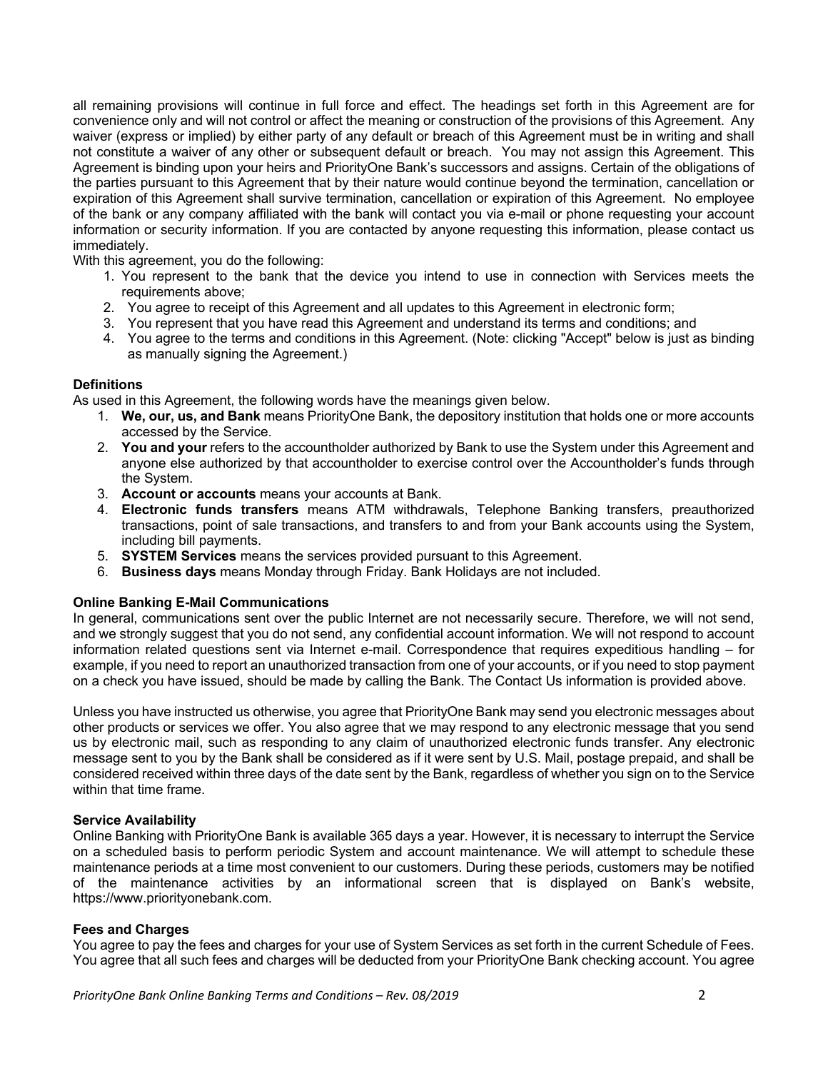all remaining provisions will continue in full force and effect. The headings set forth in this Agreement are for convenience only and will not control or affect the meaning or construction of the provisions of this Agreement. Any waiver (express or implied) by either party of any default or breach of this Agreement must be in writing and shall not constitute a waiver of any other or subsequent default or breach. You may not assign this Agreement. This Agreement is binding upon your heirs and PriorityOne Bank's successors and assigns. Certain of the obligations of the parties pursuant to this Agreement that by their nature would continue beyond the termination, cancellation or expiration of this Agreement shall survive termination, cancellation or expiration of this Agreement. No employee of the bank or any company affiliated with the bank will contact you via e-mail or phone requesting your account information or security information. If you are contacted by anyone requesting this information, please contact us immediately.

With this agreement, you do the following:

1. You represent to the bank that the device you intend to use in connection with Services meets the requirements above;
2. You agree to receipt of this Agreement and all updates to this Agreement in electronic form;
3. You represent that you have read this Agreement and understand its terms and conditions; and
4. You agree to the terms and conditions in this Agreement. (Note: clicking "Accept" below is just as binding as manually signing the Agreement.)

### Definitions

As used in this Agreement, the following words have the meanings given below.

1. **We, our, us, and Bank** means PriorityOne Bank, the depository institution that holds one or more accounts accessed by the Service.
2. **You and your** refers to the accountholder authorized by Bank to use the System under this Agreement and anyone else authorized by that accountholder to exercise control over the Accountholder's funds through the System.
3. **Account or accounts** means your accounts at Bank.
4. **Electronic funds transfers** means ATM withdrawals, Telephone Banking transfers, preauthorized transactions, point of sale transactions, and transfers to and from your Bank accounts using the System, including bill payments.
5. **SYSTEM Services** means the services provided pursuant to this Agreement.
6. **Business days** means Monday through Friday. Bank Holidays are not included.

### Online Banking E-Mail Communications

In general, communications sent over the public Internet are not necessarily secure. Therefore, we will not send, and we strongly suggest that you do not send, any confidential account information. We will not respond to account information related questions sent via Internet e-mail. Correspondence that requires expeditious handling – for example, if you need to report an unauthorized transaction from one of your accounts, or if you need to stop payment on a check you have issued, should be made by calling the Bank. The Contact Us information is provided above.

Unless you have instructed us otherwise, you agree that PriorityOne Bank may send you electronic messages about other products or services we offer. You also agree that we may respond to any electronic message that you send us by electronic mail, such as responding to any claim of unauthorized electronic funds transfer. Any electronic message sent to you by the Bank shall be considered as if it were sent by U.S. Mail, postage prepaid, and shall be considered received within three days of the date sent by the Bank, regardless of whether you sign on to the Service within that time frame.

### Service Availability

Online Banking with PriorityOne Bank is available 365 days a year. However, it is necessary to interrupt the Service on a scheduled basis to perform periodic System and account maintenance. We will attempt to schedule these maintenance periods at a time most convenient to our customers. During these periods, customers may be notified of the maintenance activities by an informational screen that is displayed on Bank's website, https://www.priorityonebank.com.

### Fees and Charges

You agree to pay the fees and charges for your use of System Services as set forth in the current Schedule of Fees. You agree that all such fees and charges will be deducted from your PriorityOne Bank checking account. You agree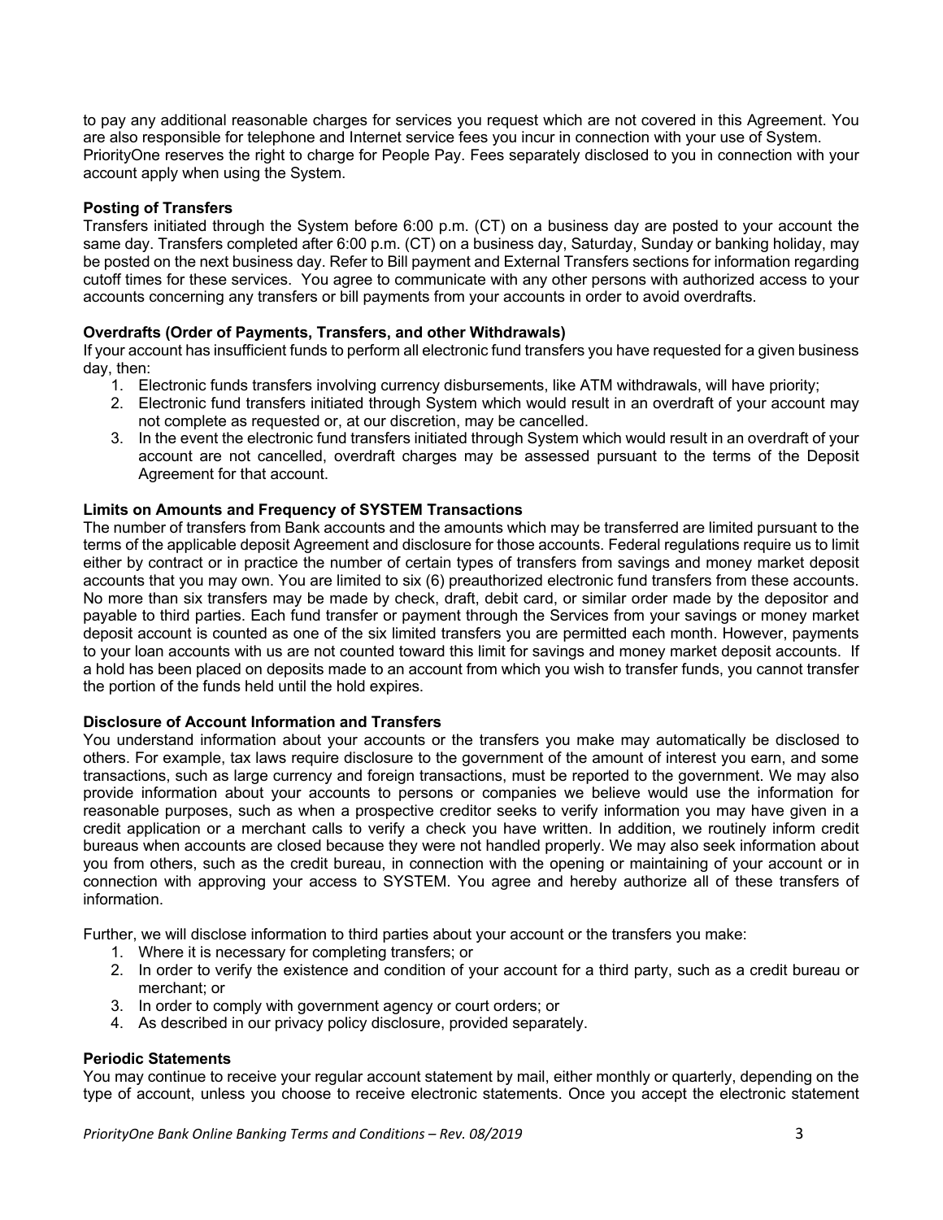to pay any additional reasonable charges for services you request which are not covered in this Agreement. You are also responsible for telephone and Internet service fees you incur in connection with your use of System. PriorityOne reserves the right to charge for People Pay. Fees separately disclosed to you in connection with your account apply when using the System.

**Posting of Transfers**

Transfers initiated through the System before 6:00 p.m. (CT) on a business day are posted to your account the same day. Transfers completed after 6:00 p.m. (CT) on a business day, Saturday, Sunday or banking holiday, may be posted on the next business day. Refer to Bill payment and External Transfers sections for information regarding cutoff times for these services. You agree to communicate with any other persons with authorized access to your accounts concerning any transfers or bill payments from your accounts in order to avoid overdrafts.

**Overdrafts (Order of Payments, Transfers, and other Withdrawals)**

If your account has insufficient funds to perform all electronic fund transfers you have requested for a given business day, then:

1. Electronic funds transfers involving currency disbursements, like ATM withdrawals, will have priority;
2. Electronic fund transfers initiated through System which would result in an overdraft of your account may not complete as requested or, at our discretion, may be cancelled.
3. In the event the electronic fund transfers initiated through System which would result in an overdraft of your account are not cancelled, overdraft charges may be assessed pursuant to the terms of the Deposit Agreement for that account.

**Limits on Amounts and Frequency of SYSTEM Transactions**

The number of transfers from Bank accounts and the amounts which may be transferred are limited pursuant to the terms of the applicable deposit Agreement and disclosure for those accounts. Federal regulations require us to limit either by contract or in practice the number of certain types of transfers from savings and money market deposit accounts that you may own. You are limited to six (6) preauthorized electronic fund transfers from these accounts. No more than six transfers may be made by check, draft, debit card, or similar order made by the depositor and payable to third parties. Each fund transfer or payment through the Services from your savings or money market deposit account is counted as one of the six limited transfers you are permitted each month. However, payments to your loan accounts with us are not counted toward this limit for savings and money market deposit accounts. If a hold has been placed on deposits made to an account from which you wish to transfer funds, you cannot transfer the portion of the funds held until the hold expires.

**Disclosure of Account Information and Transfers**

You understand information about your accounts or the transfers you make may automatically be disclosed to others. For example, tax laws require disclosure to the government of the amount of interest you earn, and some transactions, such as large currency and foreign transactions, must be reported to the government. We may also provide information about your accounts to persons or companies we believe would use the information for reasonable purposes, such as when a prospective creditor seeks to verify information you may have given in a credit application or a merchant calls to verify a check you have written. In addition, we routinely inform credit bureaus when accounts are closed because they were not handled properly. We may also seek information about you from others, such as the credit bureau, in connection with the opening or maintaining of your account or in connection with approving your access to SYSTEM. You agree and hereby authorize all of these transfers of information.

Further, we will disclose information to third parties about your account or the transfers you make:

1. Where it is necessary for completing transfers; or
2. In order to verify the existence and condition of your account for a third party, such as a credit bureau or merchant; or
3. In order to comply with government agency or court orders; or
4. As described in our privacy policy disclosure, provided separately.

**Periodic Statements**

You may continue to receive your regular account statement by mail, either monthly or quarterly, depending on the type of account, unless you choose to receive electronic statements. Once you accept the electronic statement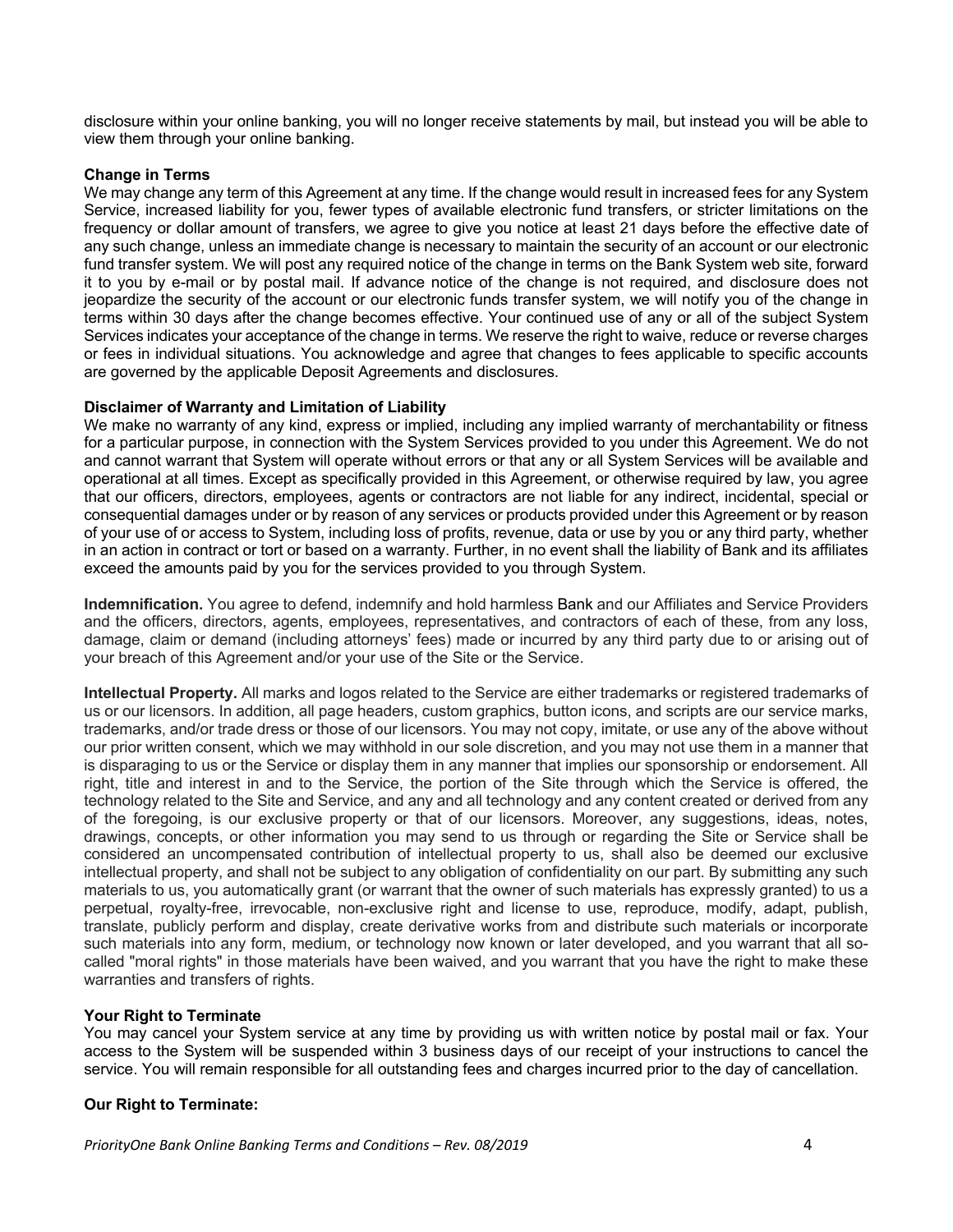disclosure within your online banking, you will no longer receive statements by mail, but instead you will be able to view them through your online banking.

**Change in Terms**

We may change any term of this Agreement at any time. If the change would result in increased fees for any System Service, increased liability for you, fewer types of available electronic fund transfers, or stricter limitations on the frequency or dollar amount of transfers, we agree to give you notice at least 21 days before the effective date of any such change, unless an immediate change is necessary to maintain the security of an account or our electronic fund transfer system. We will post any required notice of the change in terms on the Bank System web site, forward it to you by e-mail or by postal mail. If advance notice of the change is not required, and disclosure does not jeopardize the security of the account or our electronic funds transfer system, we will notify you of the change in terms within 30 days after the change becomes effective. Your continued use of any or all of the subject System Services indicates your acceptance of the change in terms. We reserve the right to waive, reduce or reverse charges or fees in individual situations. You acknowledge and agree that changes to fees applicable to specific accounts are governed by the applicable Deposit Agreements and disclosures.

**Disclaimer of Warranty and Limitation of Liability**

We make no warranty of any kind, express or implied, including any implied warranty of merchantability or fitness for a particular purpose, in connection with the System Services provided to you under this Agreement. We do not and cannot warrant that System will operate without errors or that any or all System Services will be available and operational at all times. Except as specifically provided in this Agreement, or otherwise required by law, you agree that our officers, directors, employees, agents or contractors are not liable for any indirect, incidental, special or consequential damages under or by reason of any services or products provided under this Agreement or by reason of your use of or access to System, including loss of profits, revenue, data or use by you or any third party, whether in an action in contract or tort or based on a warranty. Further, in no event shall the liability of Bank and its affiliates exceed the amounts paid by you for the services provided to you through System.

**Indemnification.** You agree to defend, indemnify and hold harmless Bank and our Affiliates and Service Providers and the officers, directors, agents, employees, representatives, and contractors of each of these, from any loss, damage, claim or demand (including attorneys' fees) made or incurred by any third party due to or arising out of your breach of this Agreement and/or your use of the Site or the Service.

**Intellectual Property.** All marks and logos related to the Service are either trademarks or registered trademarks of us or our licensors. In addition, all page headers, custom graphics, button icons, and scripts are our service marks, trademarks, and/or trade dress or those of our licensors. You may not copy, imitate, or use any of the above without our prior written consent, which we may withhold in our sole discretion, and you may not use them in a manner that is disparaging to us or the Service or display them in any manner that implies our sponsorship or endorsement. All right, title and interest in and to the Service, the portion of the Site through which the Service is offered, the technology related to the Site and Service, and any and all technology and any content created or derived from any of the foregoing, is our exclusive property or that of our licensors. Moreover, any suggestions, ideas, notes, drawings, concepts, or other information you may send to us through or regarding the Site or Service shall be considered an uncompensated contribution of intellectual property to us, shall also be deemed our exclusive intellectual property, and shall not be subject to any obligation of confidentiality on our part. By submitting any such materials to us, you automatically grant (or warrant that the owner of such materials has expressly granted) to us a perpetual, royalty-free, irrevocable, non-exclusive right and license to use, reproduce, modify, adapt, publish, translate, publicly perform and display, create derivative works from and distribute such materials or incorporate such materials into any form, medium, or technology now known or later developed, and you warrant that all so-called "moral rights" in those materials have been waived, and you warrant that you have the right to make these warranties and transfers of rights.

**Your Right to Terminate**

You may cancel your System service at any time by providing us with written notice by postal mail or fax. Your access to the System will be suspended within 3 business days of our receipt of your instructions to cancel the service. You will remain responsible for all outstanding fees and charges incurred prior to the day of cancellation.

**Our Right to Terminate:**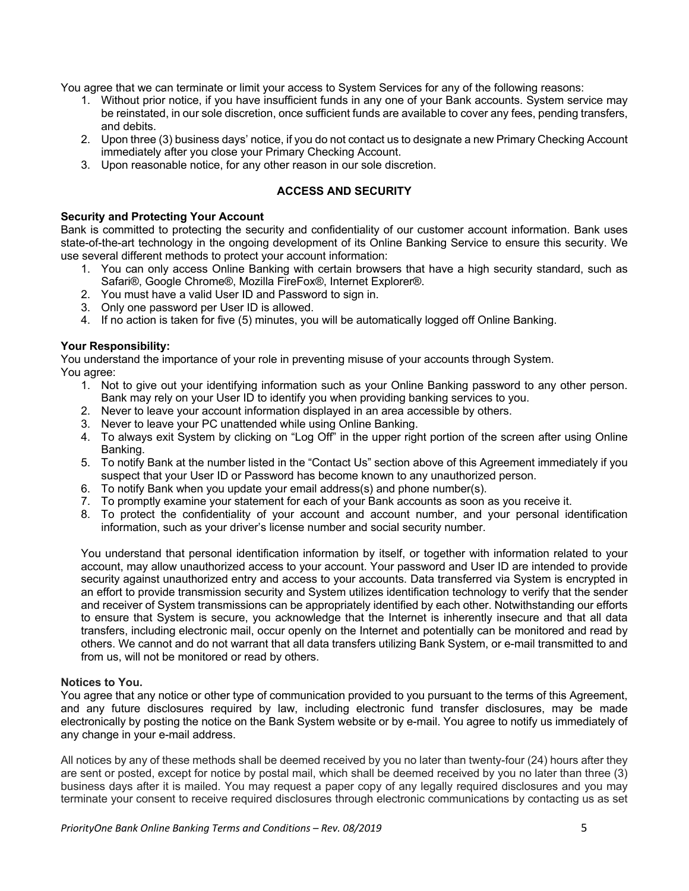You agree that we can terminate or limit your access to System Services for any of the following reasons:

1. Without prior notice, if you have insufficient funds in any one of your Bank accounts. System service may be reinstated, in our sole discretion, once sufficient funds are available to cover any fees, pending transfers, and debits.
2. Upon three (3) business days' notice, if you do not contact us to designate a new Primary Checking Account immediately after you close your Primary Checking Account.
3. Upon reasonable notice, for any other reason in our sole discretion.

## ACCESS AND SECURITY

**Security and Protecting Your Account**

Bank is committed to protecting the security and confidentiality of our customer account information. Bank uses state-of-the-art technology in the ongoing development of its Online Banking Service to ensure this security. We use several different methods to protect your account information:

1. You can only access Online Banking with certain browsers that have a high security standard, such as Safari®, Google Chrome®, Mozilla FireFox®, Internet Explorer®.
2. You must have a valid User ID and Password to sign in.
3. Only one password per User ID is allowed.
4. If no action is taken for five (5) minutes, you will be automatically logged off Online Banking.

**Your Responsibility:**

You understand the importance of your role in preventing misuse of your accounts through System.
You agree:

1. Not to give out your identifying information such as your Online Banking password to any other person. Bank may rely on your User ID to identify you when providing banking services to you.
2. Never to leave your account information displayed in an area accessible by others.
3. Never to leave your PC unattended while using Online Banking.
4. To always exit System by clicking on "Log Off" in the upper right portion of the screen after using Online Banking.
5. To notify Bank at the number listed in the "Contact Us" section above of this Agreement immediately if you suspect that your User ID or Password has become known to any unauthorized person.
6. To notify Bank when you update your email address(s) and phone number(s).
7. To promptly examine your statement for each of your Bank accounts as soon as you receive it.
8. To protect the confidentiality of your account and account number, and your personal identification information, such as your driver's license number and social security number.

You understand that personal identification information by itself, or together with information related to your account, may allow unauthorized access to your account. Your password and User ID are intended to provide security against unauthorized entry and access to your accounts. Data transferred via System is encrypted in an effort to provide transmission security and System utilizes identification technology to verify that the sender and receiver of System transmissions can be appropriately identified by each other. Notwithstanding our efforts to ensure that System is secure, you acknowledge that the Internet is inherently insecure and that all data transfers, including electronic mail, occur openly on the Internet and potentially can be monitored and read by others. We cannot and do not warrant that all data transfers utilizing Bank System, or e-mail transmitted to and from us, will not be monitored or read by others.

**Notices to You.**

You agree that any notice or other type of communication provided to you pursuant to the terms of this Agreement, and any future disclosures required by law, including electronic fund transfer disclosures, may be made electronically by posting the notice on the Bank System website or by e-mail. You agree to notify us immediately of any change in your e-mail address.

All notices by any of these methods shall be deemed received by you no later than twenty-four (24) hours after they are sent or posted, except for notice by postal mail, which shall be deemed received by you no later than three (3) business days after it is mailed. You may request a paper copy of any legally required disclosures and you may terminate your consent to receive required disclosures through electronic communications by contacting us as set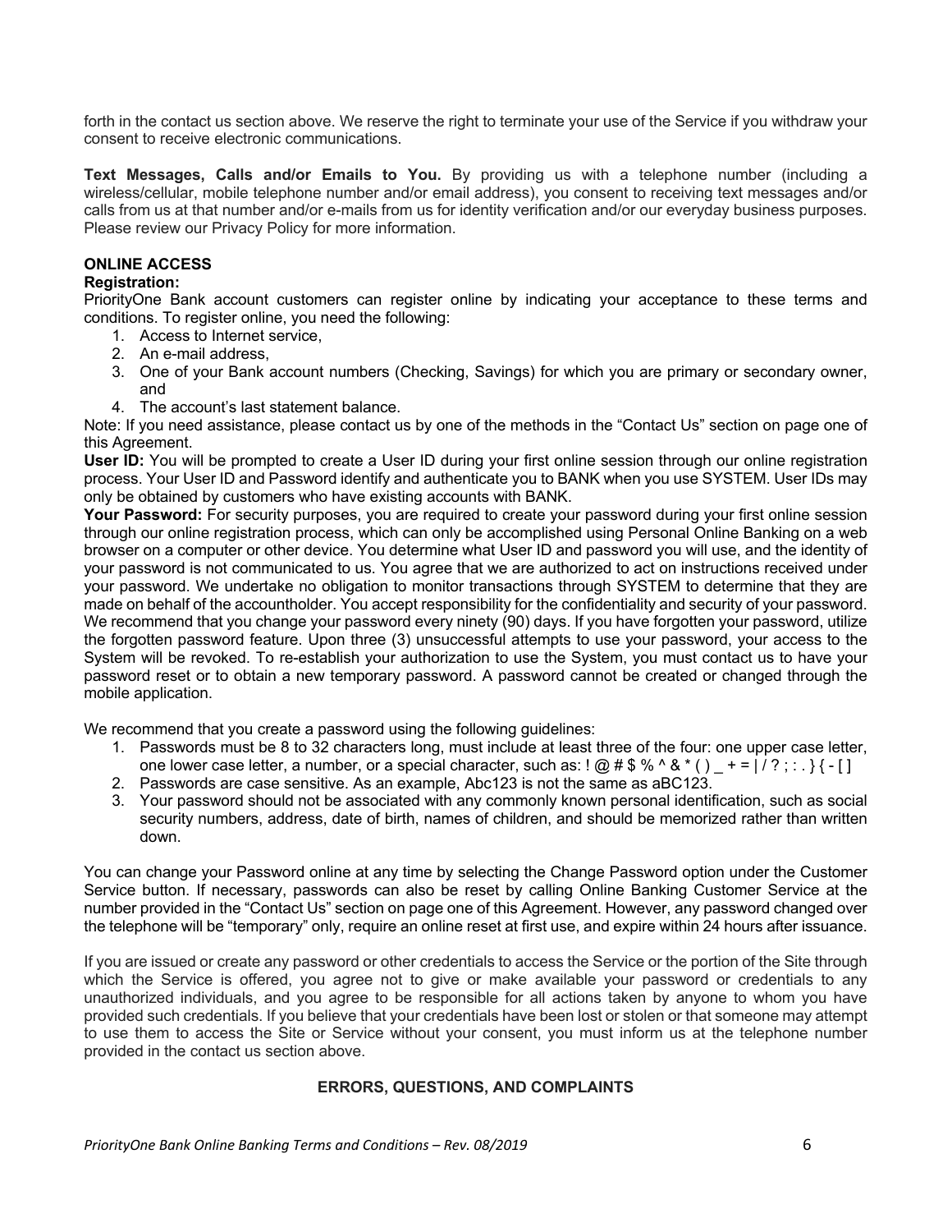forth in the contact us section above. We reserve the right to terminate your use of the Service if you withdraw your consent to receive electronic communications.

**Text Messages, Calls and/or Emails to You.** By providing us with a telephone number (including a wireless/cellular, mobile telephone number and/or email address), you consent to receiving text messages and/or calls from us at that number and/or e-mails from us for identity verification and/or our everyday business purposes. Please review our Privacy Policy for more information.

## ONLINE ACCESS

**Registration:**

PriorityOne Bank account customers can register online by indicating your acceptance to these terms and conditions. To register online, you need the following:

1. Access to Internet service,
2. An e-mail address,
3. One of your Bank account numbers (Checking, Savings) for which you are primary or secondary owner, and
4. The account's last statement balance.

Note: If you need assistance, please contact us by one of the methods in the "Contact Us" section on page one of this Agreement.

**User ID:** You will be prompted to create a User ID during your first online session through our online registration process. Your User ID and Password identify and authenticate you to BANK when you use SYSTEM. User IDs may only be obtained by customers who have existing accounts with BANK.

**Your Password:** For security purposes, you are required to create your password during your first online session through our online registration process, which can only be accomplished using Personal Online Banking on a web browser on a computer or other device. You determine what User ID and password you will use, and the identity of your password is not communicated to us. You agree that we are authorized to act on instructions received under your password. We undertake no obligation to monitor transactions through SYSTEM to determine that they are made on behalf of the accountholder. You accept responsibility for the confidentiality and security of your password. We recommend that you change your password every ninety (90) days. If you have forgotten your password, utilize the forgotten password feature. Upon three (3) unsuccessful attempts to use your password, your access to the System will be revoked. To re-establish your authorization to use the System, you must contact us to have your password reset or to obtain a new temporary password. A password cannot be created or changed through the mobile application.

We recommend that you create a password using the following guidelines:

1. Passwords must be 8 to 32 characters long, must include at least three of the four: one upper case letter, one lower case letter, a number, or a special character, such as: ! @ # $ % ^ & * ( ) _ + = | / ? ; : . } { - [ ]
2. Passwords are case sensitive. As an example, Abc123 is not the same as aBC123.
3. Your password should not be associated with any commonly known personal identification, such as social security numbers, address, date of birth, names of children, and should be memorized rather than written down.

You can change your Password online at any time by selecting the Change Password option under the Customer Service button. If necessary, passwords can also be reset by calling Online Banking Customer Service at the number provided in the "Contact Us" section on page one of this Agreement. However, any password changed over the telephone will be "temporary" only, require an online reset at first use, and expire within 24 hours after issuance.

If you are issued or create any password or other credentials to access the Service or the portion of the Site through which the Service is offered, you agree not to give or make available your password or credentials to any unauthorized individuals, and you agree to be responsible for all actions taken by anyone to whom you have provided such credentials. If you believe that your credentials have been lost or stolen or that someone may attempt to use them to access the Site or Service without your consent, you must inform us at the telephone number provided in the contact us section above.

## ERRORS, QUESTIONS, AND COMPLAINTS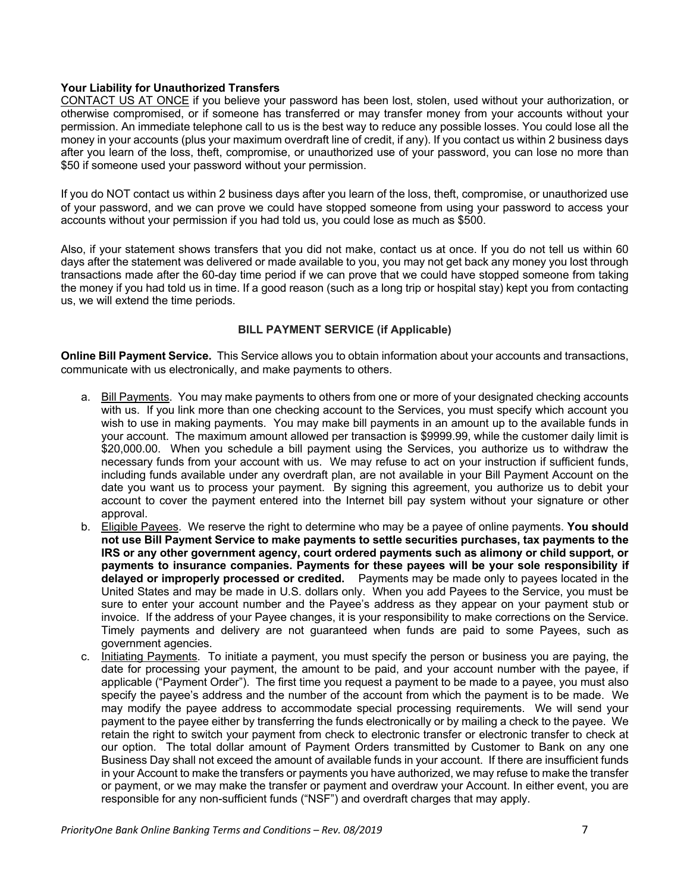**Your Liability for Unauthorized Transfers**

CONTACT US AT ONCE if you believe your password has been lost, stolen, used without your authorization, or otherwise compromised, or if someone has transferred or may transfer money from your accounts without your permission. An immediate telephone call to us is the best way to reduce any possible losses. You could lose all the money in your accounts (plus your maximum overdraft line of credit, if any). If you contact us within 2 business days after you learn of the loss, theft, compromise, or unauthorized use of your password, you can lose no more than $50 if someone used your password without your permission.

If you do NOT contact us within 2 business days after you learn of the loss, theft, compromise, or unauthorized use of your password, and we can prove we could have stopped someone from using your password to access your accounts without your permission if you had told us, you could lose as much as $500.

Also, if your statement shows transfers that you did not make, contact us at once. If you do not tell us within 60 days after the statement was delivered or made available to you, you may not get back any money you lost through transactions made after the 60-day time period if we can prove that we could have stopped someone from taking the money if you had told us in time. If a good reason (such as a long trip or hospital stay) kept you from contacting us, we will extend the time periods.

## BILL PAYMENT SERVICE (if Applicable)

**Online Bill Payment Service.** This Service allows you to obtain information about your accounts and transactions, communicate with us electronically, and make payments to others.

a. Bill Payments. You may make payments to others from one or more of your designated checking accounts with us. If you link more than one checking account to the Services, you must specify which account you wish to use in making payments. You may make bill payments in an amount up to the available funds in your account. The maximum amount allowed per transaction is $9999.99, while the customer daily limit is $20,000.00. When you schedule a bill payment using the Services, you authorize us to withdraw the necessary funds from your account with us. We may refuse to act on your instruction if sufficient funds, including funds available under any overdraft plan, are not available in your Bill Payment Account on the date you want us to process your payment. By signing this agreement, you authorize us to debit your account to cover the payment entered into the Internet bill pay system without your signature or other approval.

b. Eligible Payees. We reserve the right to determine who may be a payee of online payments. **You should not use Bill Payment Service to make payments to settle securities purchases, tax payments to the IRS or any other government agency, court ordered payments such as alimony or child support, or payments to insurance companies. Payments for these payees will be your sole responsibility if delayed or improperly processed or credited.** Payments may be made only to payees located in the United States and may be made in U.S. dollars only. When you add Payees to the Service, you must be sure to enter your account number and the Payee's address as they appear on your payment stub or invoice. If the address of your Payee changes, it is your responsibility to make corrections on the Service. Timely payments and delivery are not guaranteed when funds are paid to some Payees, such as government agencies.

c. Initiating Payments. To initiate a payment, you must specify the person or business you are paying, the date for processing your payment, the amount to be paid, and your account number with the payee, if applicable ("Payment Order"). The first time you request a payment to be made to a payee, you must also specify the payee's address and the number of the account from which the payment is to be made. We may modify the payee address to accommodate special processing requirements. We will send your payment to the payee either by transferring the funds electronically or by mailing a check to the payee. We retain the right to switch your payment from check to electronic transfer or electronic transfer to check at our option. The total dollar amount of Payment Orders transmitted by Customer to Bank on any one Business Day shall not exceed the amount of available funds in your account. If there are insufficient funds in your Account to make the transfers or payments you have authorized, we may refuse to make the transfer or payment, or we may make the transfer or payment and overdraw your Account. In either event, you are responsible for any non-sufficient funds ("NSF") and overdraft charges that may apply.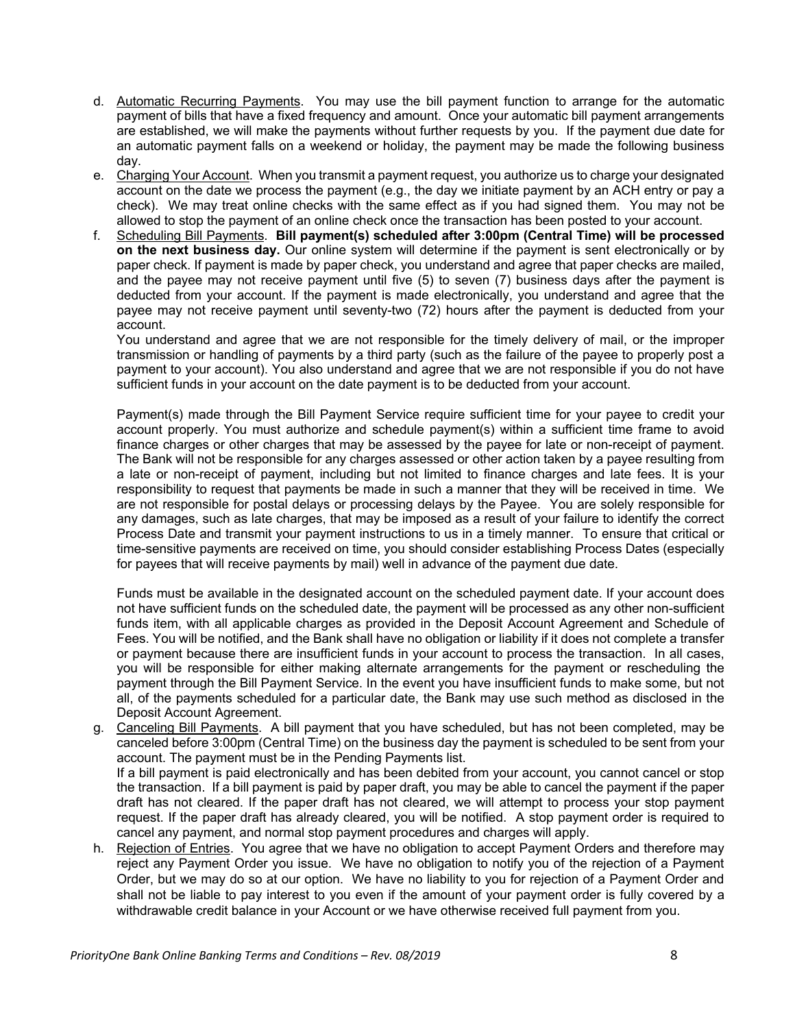d. Automatic Recurring Payments. You may use the bill payment function to arrange for the automatic payment of bills that have a fixed frequency and amount. Once your automatic bill payment arrangements are established, we will make the payments without further requests by you. If the payment due date for an automatic payment falls on a weekend or holiday, the payment may be made the following business day.

e. Charging Your Account. When you transmit a payment request, you authorize us to charge your designated account on the date we process the payment (e.g., the day we initiate payment by an ACH entry or pay a check). We may treat online checks with the same effect as if you had signed them. You may not be allowed to stop the payment of an online check once the transaction has been posted to your account.

f. Scheduling Bill Payments. **Bill payment(s) scheduled after 3:00pm (Central Time) will be processed on the next business day.** Our online system will determine if the payment is sent electronically or by paper check. If payment is made by paper check, you understand and agree that paper checks are mailed, and the payee may not receive payment until five (5) to seven (7) business days after the payment is deducted from your account. If the payment is made electronically, you understand and agree that the payee may not receive payment until seventy-two (72) hours after the payment is deducted from your account.

   You understand and agree that we are not responsible for the timely delivery of mail, or the improper transmission or handling of payments by a third party (such as the failure of the payee to properly post a payment to your account). You also understand and agree that we are not responsible if you do not have sufficient funds in your account on the date payment is to be deducted from your account.

   Payment(s) made through the Bill Payment Service require sufficient time for your payee to credit your account properly. You must authorize and schedule payment(s) within a sufficient time frame to avoid finance charges or other charges that may be assessed by the payee for late or non-receipt of payment. The Bank will not be responsible for any charges assessed or other action taken by a payee resulting from a late or non-receipt of payment, including but not limited to finance charges and late fees. It is your responsibility to request that payments be made in such a manner that they will be received in time. We are not responsible for postal delays or processing delays by the Payee. You are solely responsible for any damages, such as late charges, that may be imposed as a result of your failure to identify the correct Process Date and transmit your payment instructions to us in a timely manner. To ensure that critical or time-sensitive payments are received on time, you should consider establishing Process Dates (especially for payees that will receive payments by mail) well in advance of the payment due date.

   Funds must be available in the designated account on the scheduled payment date. If your account does not have sufficient funds on the scheduled date, the payment will be processed as any other non-sufficient funds item, with all applicable charges as provided in the Deposit Account Agreement and Schedule of Fees. You will be notified, and the Bank shall have no obligation or liability if it does not complete a transfer or payment because there are insufficient funds in your account to process the transaction. In all cases, you will be responsible for either making alternate arrangements for the payment or rescheduling the payment through the Bill Payment Service. In the event you have insufficient funds to make some, but not all, of the payments scheduled for a particular date, the Bank may use such method as disclosed in the Deposit Account Agreement.

g. Canceling Bill Payments. A bill payment that you have scheduled, but has not been completed, may be canceled before 3:00pm (Central Time) on the business day the payment is scheduled to be sent from your account. The payment must be in the Pending Payments list.

   If a bill payment is paid electronically and has been debited from your account, you cannot cancel or stop the transaction. If a bill payment is paid by paper draft, you may be able to cancel the payment if the paper draft has not cleared. If the paper draft has not cleared, we will attempt to process your stop payment request. If the paper draft has already cleared, you will be notified. A stop payment order is required to cancel any payment, and normal stop payment procedures and charges will apply.

h. Rejection of Entries. You agree that we have no obligation to accept Payment Orders and therefore may reject any Payment Order you issue. We have no obligation to notify you of the rejection of a Payment Order, but we may do so at our option. We have no liability to you for rejection of a Payment Order and shall not be liable to pay interest to you even if the amount of your payment order is fully covered by a withdrawable credit balance in your Account or we have otherwise received full payment from you.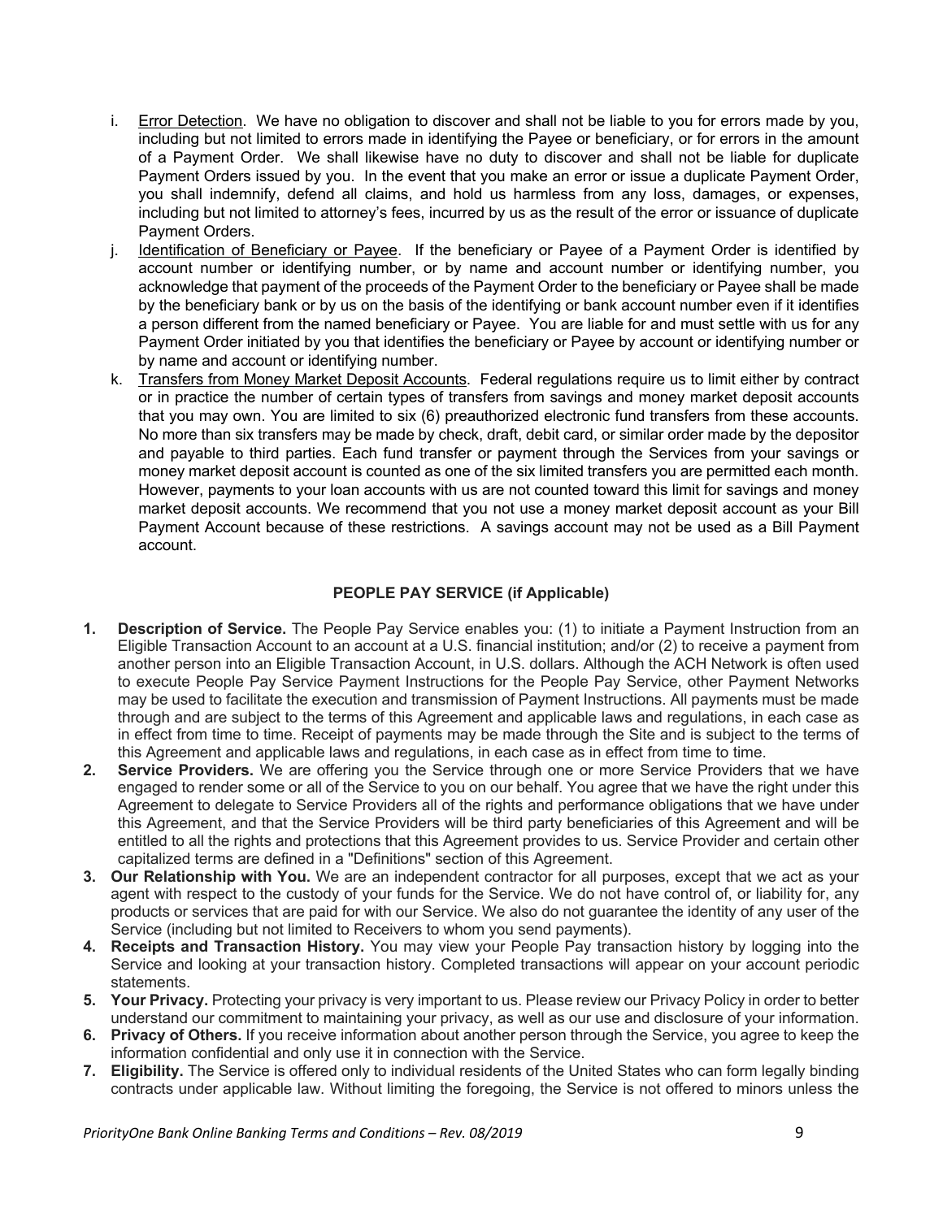i. Error Detection. We have no obligation to discover and shall not be liable to you for errors made by you, including but not limited to errors made in identifying the Payee or beneficiary, or for errors in the amount of a Payment Order. We shall likewise have no duty to discover and shall not be liable for duplicate Payment Orders issued by you. In the event that you make an error or issue a duplicate Payment Order, you shall indemnify, defend all claims, and hold us harmless from any loss, damages, or expenses, including but not limited to attorney's fees, incurred by us as the result of the error or issuance of duplicate Payment Orders.

j. Identification of Beneficiary or Payee. If the beneficiary or Payee of a Payment Order is identified by account number or identifying number, or by name and account number or identifying number, you acknowledge that payment of the proceeds of the Payment Order to the beneficiary or Payee shall be made by the beneficiary bank or by us on the basis of the identifying or bank account number even if it identifies a person different from the named beneficiary or Payee. You are liable for and must settle with us for any Payment Order initiated by you that identifies the beneficiary or Payee by account or identifying number or by name and account or identifying number.

k. Transfers from Money Market Deposit Accounts. Federal regulations require us to limit either by contract or in practice the number of certain types of transfers from savings and money market deposit accounts that you may own. You are limited to six (6) preauthorized electronic fund transfers from these accounts. No more than six transfers may be made by check, draft, debit card, or similar order made by the depositor and payable to third parties. Each fund transfer or payment through the Services from your savings or money market deposit account is counted as one of the six limited transfers you are permitted each month. However, payments to your loan accounts with us are not counted toward this limit for savings and money market deposit accounts. We recommend that you not use a money market deposit account as your Bill Payment Account because of these restrictions. A savings account may not be used as a Bill Payment account.

## PEOPLE PAY SERVICE (if Applicable)

1. **Description of Service.** The People Pay Service enables you: (1) to initiate a Payment Instruction from an Eligible Transaction Account to an account at a U.S. financial institution; and/or (2) to receive a payment from another person into an Eligible Transaction Account, in U.S. dollars. Although the ACH Network is often used to execute People Pay Service Payment Instructions for the People Pay Service, other Payment Networks may be used to facilitate the execution and transmission of Payment Instructions. All payments must be made through and are subject to the terms of this Agreement and applicable laws and regulations, in each case as in effect from time to time. Receipt of payments may be made through the Site and is subject to the terms of this Agreement and applicable laws and regulations, in each case as in effect from time to time.
2. **Service Providers.** We are offering you the Service through one or more Service Providers that we have engaged to render some or all of the Service to you on our behalf. You agree that we have the right under this Agreement to delegate to Service Providers all of the rights and performance obligations that we have under this Agreement, and that the Service Providers will be third party beneficiaries of this Agreement and will be entitled to all the rights and protections that this Agreement provides to us. Service Provider and certain other capitalized terms are defined in a "Definitions" section of this Agreement.
3. **Our Relationship with You.** We are an independent contractor for all purposes, except that we act as your agent with respect to the custody of your funds for the Service. We do not have control of, or liability for, any products or services that are paid for with our Service. We also do not guarantee the identity of any user of the Service (including but not limited to Receivers to whom you send payments).
4. **Receipts and Transaction History.** You may view your People Pay transaction history by logging into the Service and looking at your transaction history. Completed transactions will appear on your account periodic statements.
5. **Your Privacy.** Protecting your privacy is very important to us. Please review our Privacy Policy in order to better understand our commitment to maintaining your privacy, as well as our use and disclosure of your information.
6. **Privacy of Others.** If you receive information about another person through the Service, you agree to keep the information confidential and only use it in connection with the Service.
7. **Eligibility.** The Service is offered only to individual residents of the United States who can form legally binding contracts under applicable law. Without limiting the foregoing, the Service is not offered to minors unless the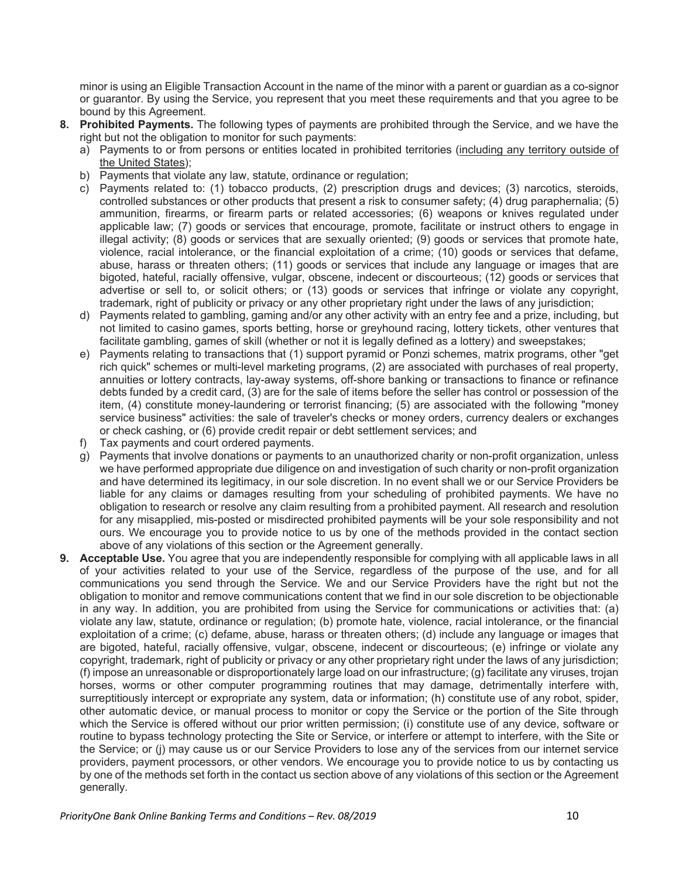minor is using an Eligible Transaction Account in the name of the minor with a parent or guardian as a co-signor or guarantor. By using the Service, you represent that you meet these requirements and that you agree to be bound by this Agreement.

8. **Prohibited Payments.** The following types of payments are prohibited through the Service, and we have the right but not the obligation to monitor for such payments:
   a) Payments to or from persons or entities located in prohibited territories (<u>including any territory outside of the United States</u>);
   b) Payments that violate any law, statute, ordinance or regulation;
   c) Payments related to: (1) tobacco products, (2) prescription drugs and devices; (3) narcotics, steroids, controlled substances or other products that present a risk to consumer safety; (4) drug paraphernalia; (5) ammunition, firearms, or firearm parts or related accessories; (6) weapons or knives regulated under applicable law; (7) goods or services that encourage, promote, facilitate or instruct others to engage in illegal activity; (8) goods or services that are sexually oriented; (9) goods or services that promote hate, violence, racial intolerance, or the financial exploitation of a crime; (10) goods or services that defame, abuse, harass or threaten others; (11) goods or services that include any language or images that are bigoted, hateful, racially offensive, vulgar, obscene, indecent or discourteous; (12) goods or services that advertise or sell to, or solicit others; or (13) goods or services that infringe or violate any copyright, trademark, right of publicity or privacy or any other proprietary right under the laws of any jurisdiction;
   d) Payments related to gambling, gaming and/or any other activity with an entry fee and a prize, including, but not limited to casino games, sports betting, horse or greyhound racing, lottery tickets, other ventures that facilitate gambling, games of skill (whether or not it is legally defined as a lottery) and sweepstakes;
   e) Payments relating to transactions that (1) support pyramid or Ponzi schemes, matrix programs, other "get rich quick" schemes or multi-level marketing programs, (2) are associated with purchases of real property, annuities or lottery contracts, lay-away systems, off-shore banking or transactions to finance or refinance debts funded by a credit card, (3) are for the sale of items before the seller has control or possession of the item, (4) constitute money-laundering or terrorist financing; (5) are associated with the following "money service business" activities: the sale of traveler's checks or money orders, currency dealers or exchanges or check cashing, or (6) provide credit repair or debt settlement services; and
   f) Tax payments and court ordered payments.
   g) Payments that involve donations or payments to an unauthorized charity or non-profit organization, unless we have performed appropriate due diligence on and investigation of such charity or non-profit organization and have determined its legitimacy, in our sole discretion. In no event shall we or our Service Providers be liable for any claims or damages resulting from your scheduling of prohibited payments. We have no obligation to research or resolve any claim resulting from a prohibited payment. All research and resolution for any misapplied, mis-posted or misdirected prohibited payments will be your sole responsibility and not ours. We encourage you to provide notice to us by one of the methods provided in the contact section above of any violations of this section or the Agreement generally.

9. **Acceptable Use.** You agree that you are independently responsible for complying with all applicable laws in all of your activities related to your use of the Service, regardless of the purpose of the use, and for all communications you send through the Service. We and our Service Providers have the right but not the obligation to monitor and remove communications content that we find in our sole discretion to be objectionable in any way. In addition, you are prohibited from using the Service for communications or activities that: (a) violate any law, statute, ordinance or regulation; (b) promote hate, violence, racial intolerance, or the financial exploitation of a crime; (c) defame, abuse, harass or threaten others; (d) include any language or images that are bigoted, hateful, racially offensive, vulgar, obscene, indecent or discourteous; (e) infringe or violate any copyright, trademark, right of publicity or privacy or any other proprietary right under the laws of any jurisdiction; (f) impose an unreasonable or disproportionately large load on our infrastructure; (g) facilitate any viruses, trojan horses, worms or other computer programming routines that may damage, detrimentally interfere with, surreptitiously intercept or expropriate any system, data or information; (h) constitute use of any robot, spider, other automatic device, or manual process to monitor or copy the Service or the portion of the Site through which the Service is offered without our prior written permission; (i) constitute use of any device, software or routine to bypass technology protecting the Site or Service, or interfere or attempt to interfere, with the Site or the Service; or (j) may cause us or our Service Providers to lose any of the services from our internet service providers, payment processors, or other vendors. We encourage you to provide notice to us by contacting us by one of the methods set forth in the contact us section above of any violations of this section or the Agreement generally.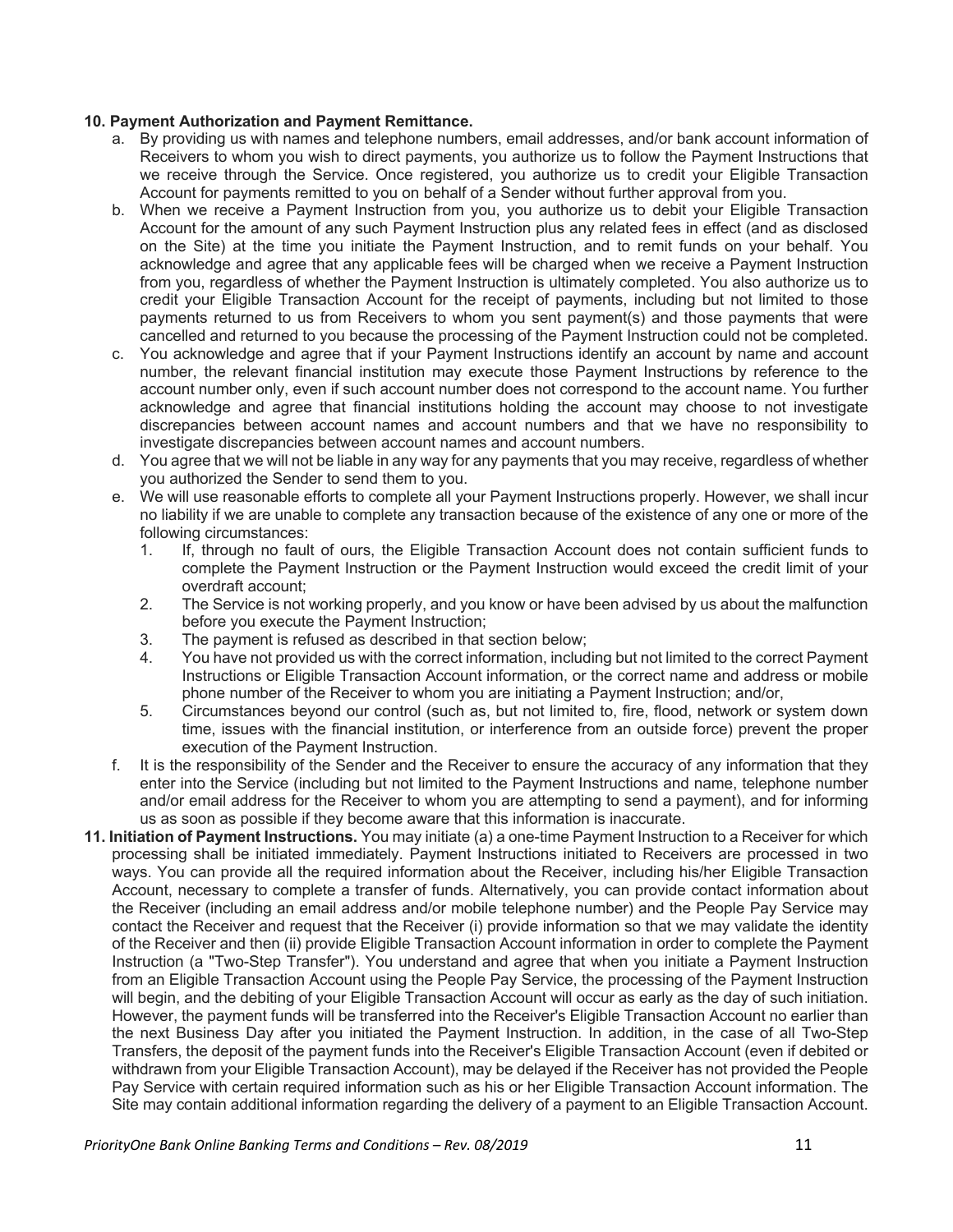**10. Payment Authorization and Payment Remittance.**

a. By providing us with names and telephone numbers, email addresses, and/or bank account information of Receivers to whom you wish to direct payments, you authorize us to follow the Payment Instructions that we receive through the Service. Once registered, you authorize us to credit your Eligible Transaction Account for payments remitted to you on behalf of a Sender without further approval from you.

b. When we receive a Payment Instruction from you, you authorize us to debit your Eligible Transaction Account for the amount of any such Payment Instruction plus any related fees in effect (and as disclosed on the Site) at the time you initiate the Payment Instruction, and to remit funds on your behalf. You acknowledge and agree that any applicable fees will be charged when we receive a Payment Instruction from you, regardless of whether the Payment Instruction is ultimately completed. You also authorize us to credit your Eligible Transaction Account for the receipt of payments, including but not limited to those payments returned to us from Receivers to whom you sent payment(s) and those payments that were cancelled and returned to you because the processing of the Payment Instruction could not be completed.

c. You acknowledge and agree that if your Payment Instructions identify an account by name and account number, the relevant financial institution may execute those Payment Instructions by reference to the account number only, even if such account number does not correspond to the account name. You further acknowledge and agree that financial institutions holding the account may choose to not investigate discrepancies between account names and account numbers and that we have no responsibility to investigate discrepancies between account names and account numbers.

d. You agree that we will not be liable in any way for any payments that you may receive, regardless of whether you authorized the Sender to send them to you.

e. We will use reasonable efforts to complete all your Payment Instructions properly. However, we shall incur no liability if we are unable to complete any transaction because of the existence of any one or more of the following circumstances:

   1. If, through no fault of ours, the Eligible Transaction Account does not contain sufficient funds to complete the Payment Instruction or the Payment Instruction would exceed the credit limit of your overdraft account;
   2. The Service is not working properly, and you know or have been advised by us about the malfunction before you execute the Payment Instruction;
   3. The payment is refused as described in that section below;
   4. You have not provided us with the correct information, including but not limited to the correct Payment Instructions or Eligible Transaction Account information, or the correct name and address or mobile phone number of the Receiver to whom you are initiating a Payment Instruction; and/or,
   5. Circumstances beyond our control (such as, but not limited to, fire, flood, network or system down time, issues with the financial institution, or interference from an outside force) prevent the proper execution of the Payment Instruction.

f. It is the responsibility of the Sender and the Receiver to ensure the accuracy of any information that they enter into the Service (including but not limited to the Payment Instructions and name, telephone number and/or email address for the Receiver to whom you are attempting to send a payment), and for informing us as soon as possible if they become aware that this information is inaccurate.

**11. Initiation of Payment Instructions.** You may initiate (a) a one-time Payment Instruction to a Receiver for which processing shall be initiated immediately. Payment Instructions initiated to Receivers are processed in two ways. You can provide all the required information about the Receiver, including his/her Eligible Transaction Account, necessary to complete a transfer of funds. Alternatively, you can provide contact information about the Receiver (including an email address and/or mobile telephone number) and the People Pay Service may contact the Receiver and request that the Receiver (i) provide information so that we may validate the identity of the Receiver and then (ii) provide Eligible Transaction Account information in order to complete the Payment Instruction (a "Two-Step Transfer"). You understand and agree that when you initiate a Payment Instruction from an Eligible Transaction Account using the People Pay Service, the processing of the Payment Instruction will begin, and the debiting of your Eligible Transaction Account will occur as early as the day of such initiation. However, the payment funds will be transferred into the Receiver's Eligible Transaction Account no earlier than the next Business Day after you initiated the Payment Instruction. In addition, in the case of all Two-Step Transfers, the deposit of the payment funds into the Receiver's Eligible Transaction Account (even if debited or withdrawn from your Eligible Transaction Account), may be delayed if the Receiver has not provided the People Pay Service with certain required information such as his or her Eligible Transaction Account information. The Site may contain additional information regarding the delivery of a payment to an Eligible Transaction Account.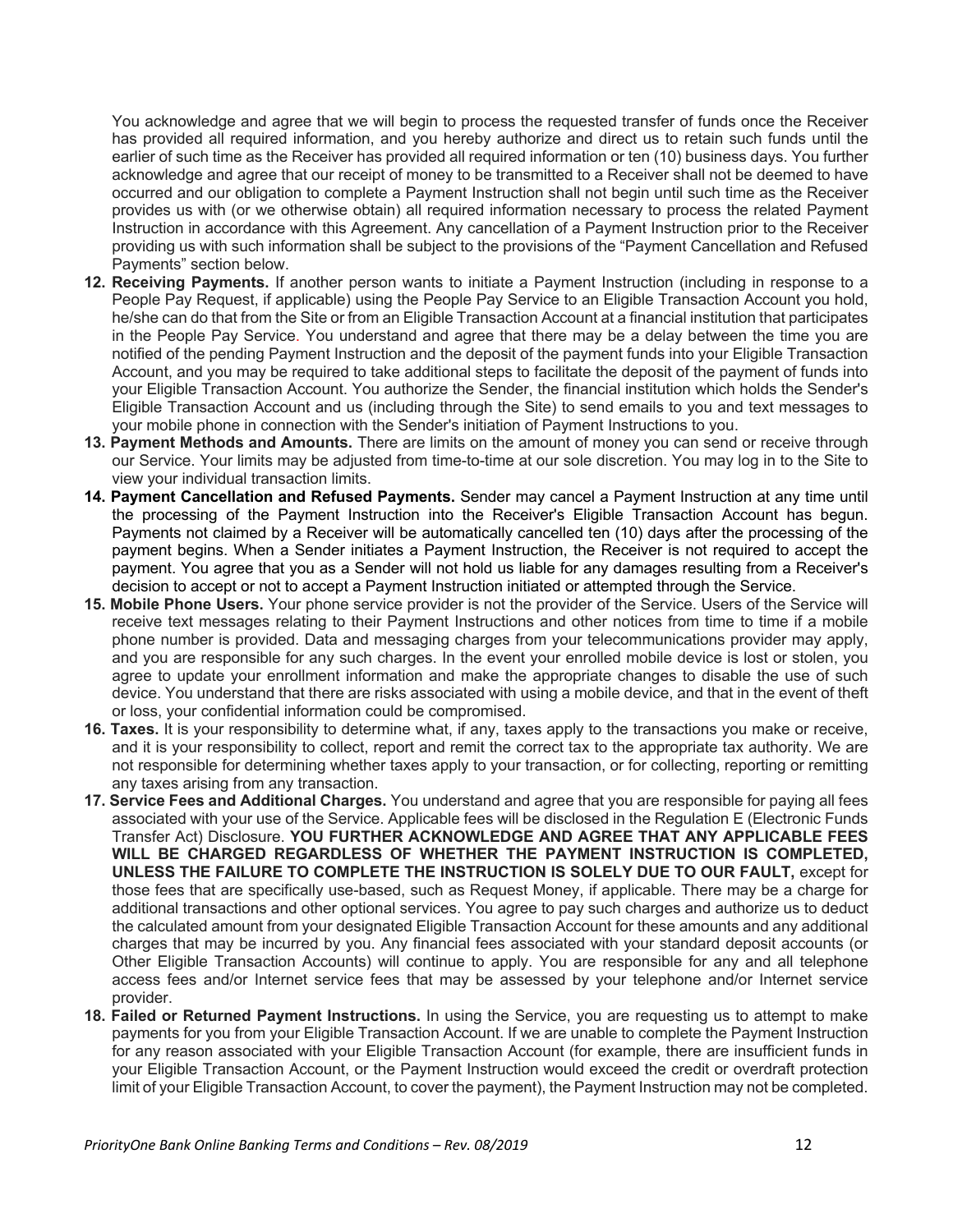You acknowledge and agree that we will begin to process the requested transfer of funds once the Receiver has provided all required information, and you hereby authorize and direct us to retain such funds until the earlier of such time as the Receiver has provided all required information or ten (10) business days. You further acknowledge and agree that our receipt of money to be transmitted to a Receiver shall not be deemed to have occurred and our obligation to complete a Payment Instruction shall not begin until such time as the Receiver provides us with (or we otherwise obtain) all required information necessary to process the related Payment Instruction in accordance with this Agreement. Any cancellation of a Payment Instruction prior to the Receiver providing us with such information shall be subject to the provisions of the "Payment Cancellation and Refused Payments" section below.

12. **Receiving Payments.** If another person wants to initiate a Payment Instruction (including in response to a People Pay Request, if applicable) using the People Pay Service to an Eligible Transaction Account you hold, he/she can do that from the Site or from an Eligible Transaction Account at a financial institution that participates in the People Pay Service. You understand and agree that there may be a delay between the time you are notified of the pending Payment Instruction and the deposit of the payment funds into your Eligible Transaction Account, and you may be required to take additional steps to facilitate the deposit of the payment of funds into your Eligible Transaction Account. You authorize the Sender, the financial institution which holds the Sender's Eligible Transaction Account and us (including through the Site) to send emails to you and text messages to your mobile phone in connection with the Sender's initiation of Payment Instructions to you.
13. **Payment Methods and Amounts.** There are limits on the amount of money you can send or receive through our Service. Your limits may be adjusted from time-to-time at our sole discretion. You may log in to the Site to view your individual transaction limits.
14. **Payment Cancellation and Refused Payments.** Sender may cancel a Payment Instruction at any time until the processing of the Payment Instruction into the Receiver's Eligible Transaction Account has begun. Payments not claimed by a Receiver will be automatically cancelled ten (10) days after the processing of the payment begins. When a Sender initiates a Payment Instruction, the Receiver is not required to accept the payment. You agree that you as a Sender will not hold us liable for any damages resulting from a Receiver's decision to accept or not to accept a Payment Instruction initiated or attempted through the Service.
15. **Mobile Phone Users.** Your phone service provider is not the provider of the Service. Users of the Service will receive text messages relating to their Payment Instructions and other notices from time to time if a mobile phone number is provided. Data and messaging charges from your telecommunications provider may apply, and you are responsible for any such charges. In the event your enrolled mobile device is lost or stolen, you agree to update your enrollment information and make the appropriate changes to disable the use of such device. You understand that there are risks associated with using a mobile device, and that in the event of theft or loss, your confidential information could be compromised.
16. **Taxes.** It is your responsibility to determine what, if any, taxes apply to the transactions you make or receive, and it is your responsibility to collect, report and remit the correct tax to the appropriate tax authority. We are not responsible for determining whether taxes apply to your transaction, or for collecting, reporting or remitting any taxes arising from any transaction.
17. **Service Fees and Additional Charges.** You understand and agree that you are responsible for paying all fees associated with your use of the Service. Applicable fees will be disclosed in the Regulation E (Electronic Funds Transfer Act) Disclosure. **YOU FURTHER ACKNOWLEDGE AND AGREE THAT ANY APPLICABLE FEES WILL BE CHARGED REGARDLESS OF WHETHER THE PAYMENT INSTRUCTION IS COMPLETED, UNLESS THE FAILURE TO COMPLETE THE INSTRUCTION IS SOLELY DUE TO OUR FAULT,** except for those fees that are specifically use-based, such as Request Money, if applicable. There may be a charge for additional transactions and other optional services. You agree to pay such charges and authorize us to deduct the calculated amount from your designated Eligible Transaction Account for these amounts and any additional charges that may be incurred by you. Any financial fees associated with your standard deposit accounts (or Other Eligible Transaction Accounts) will continue to apply. You are responsible for any and all telephone access fees and/or Internet service fees that may be assessed by your telephone and/or Internet service provider.
18. **Failed or Returned Payment Instructions.** In using the Service, you are requesting us to attempt to make payments for you from your Eligible Transaction Account. If we are unable to complete the Payment Instruction for any reason associated with your Eligible Transaction Account (for example, there are insufficient funds in your Eligible Transaction Account, or the Payment Instruction would exceed the credit or overdraft protection limit of your Eligible Transaction Account, to cover the payment), the Payment Instruction may not be completed.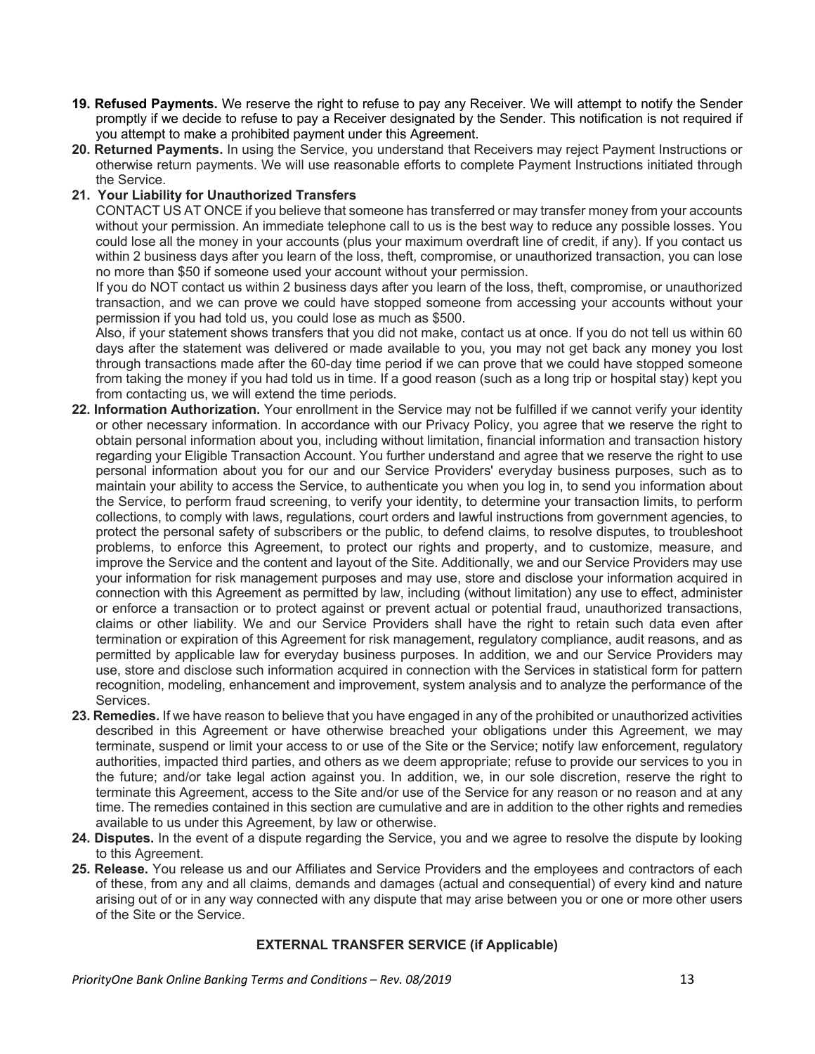**19. Refused Payments.** We reserve the right to refuse to pay any Receiver. We will attempt to notify the Sender promptly if we decide to refuse to pay a Receiver designated by the Sender. This notification is not required if you attempt to make a prohibited payment under this Agreement.

**20. Returned Payments.** In using the Service, you understand that Receivers may reject Payment Instructions or otherwise return payments. We will use reasonable efforts to complete Payment Instructions initiated through the Service.

**21. Your Liability for Unauthorized Transfers**

CONTACT US AT ONCE if you believe that someone has transferred or may transfer money from your accounts without your permission. An immediate telephone call to us is the best way to reduce any possible losses. You could lose all the money in your accounts (plus your maximum overdraft line of credit, if any). If you contact us within 2 business days after you learn of the loss, theft, compromise, or unauthorized transaction, you can lose no more than $50 if someone used your account without your permission.

If you do NOT contact us within 2 business days after you learn of the loss, theft, compromise, or unauthorized transaction, and we can prove we could have stopped someone from accessing your accounts without your permission if you had told us, you could lose as much as $500.

Also, if your statement shows transfers that you did not make, contact us at once. If you do not tell us within 60 days after the statement was delivered or made available to you, you may not get back any money you lost through transactions made after the 60-day time period if we can prove that we could have stopped someone from taking the money if you had told us in time. If a good reason (such as a long trip or hospital stay) kept you from contacting us, we will extend the time periods.

**22. Information Authorization.** Your enrollment in the Service may not be fulfilled if we cannot verify your identity or other necessary information. In accordance with our Privacy Policy, you agree that we reserve the right to obtain personal information about you, including without limitation, financial information and transaction history regarding your Eligible Transaction Account. You further understand and agree that we reserve the right to use personal information about you for our and our Service Providers' everyday business purposes, such as to maintain your ability to access the Service, to authenticate you when you log in, to send you information about the Service, to perform fraud screening, to verify your identity, to determine your transaction limits, to perform collections, to comply with laws, regulations, court orders and lawful instructions from government agencies, to protect the personal safety of subscribers or the public, to defend claims, to resolve disputes, to troubleshoot problems, to enforce this Agreement, to protect our rights and property, and to customize, measure, and improve the Service and the content and layout of the Site. Additionally, we and our Service Providers may use your information for risk management purposes and may use, store and disclose your information acquired in connection with this Agreement as permitted by law, including (without limitation) any use to effect, administer or enforce a transaction or to protect against or prevent actual or potential fraud, unauthorized transactions, claims or other liability. We and our Service Providers shall have the right to retain such data even after termination or expiration of this Agreement for risk management, regulatory compliance, audit reasons, and as permitted by applicable law for everyday business purposes. In addition, we and our Service Providers may use, store and disclose such information acquired in connection with the Services in statistical form for pattern recognition, modeling, enhancement and improvement, system analysis and to analyze the performance of the Services.

**23. Remedies.** If we have reason to believe that you have engaged in any of the prohibited or unauthorized activities described in this Agreement or have otherwise breached your obligations under this Agreement, we may terminate, suspend or limit your access to or use of the Site or the Service; notify law enforcement, regulatory authorities, impacted third parties, and others as we deem appropriate; refuse to provide our services to you in the future; and/or take legal action against you. In addition, we, in our sole discretion, reserve the right to terminate this Agreement, access to the Site and/or use of the Service for any reason or no reason and at any time. The remedies contained in this section are cumulative and are in addition to the other rights and remedies available to us under this Agreement, by law or otherwise.

**24. Disputes.** In the event of a dispute regarding the Service, you and we agree to resolve the dispute by looking to this Agreement.

**25. Release.** You release us and our Affiliates and Service Providers and the employees and contractors of each of these, from any and all claims, demands and damages (actual and consequential) of every kind and nature arising out of or in any way connected with any dispute that may arise between you or one or more other users of the Site or the Service.

## EXTERNAL TRANSFER SERVICE (if Applicable)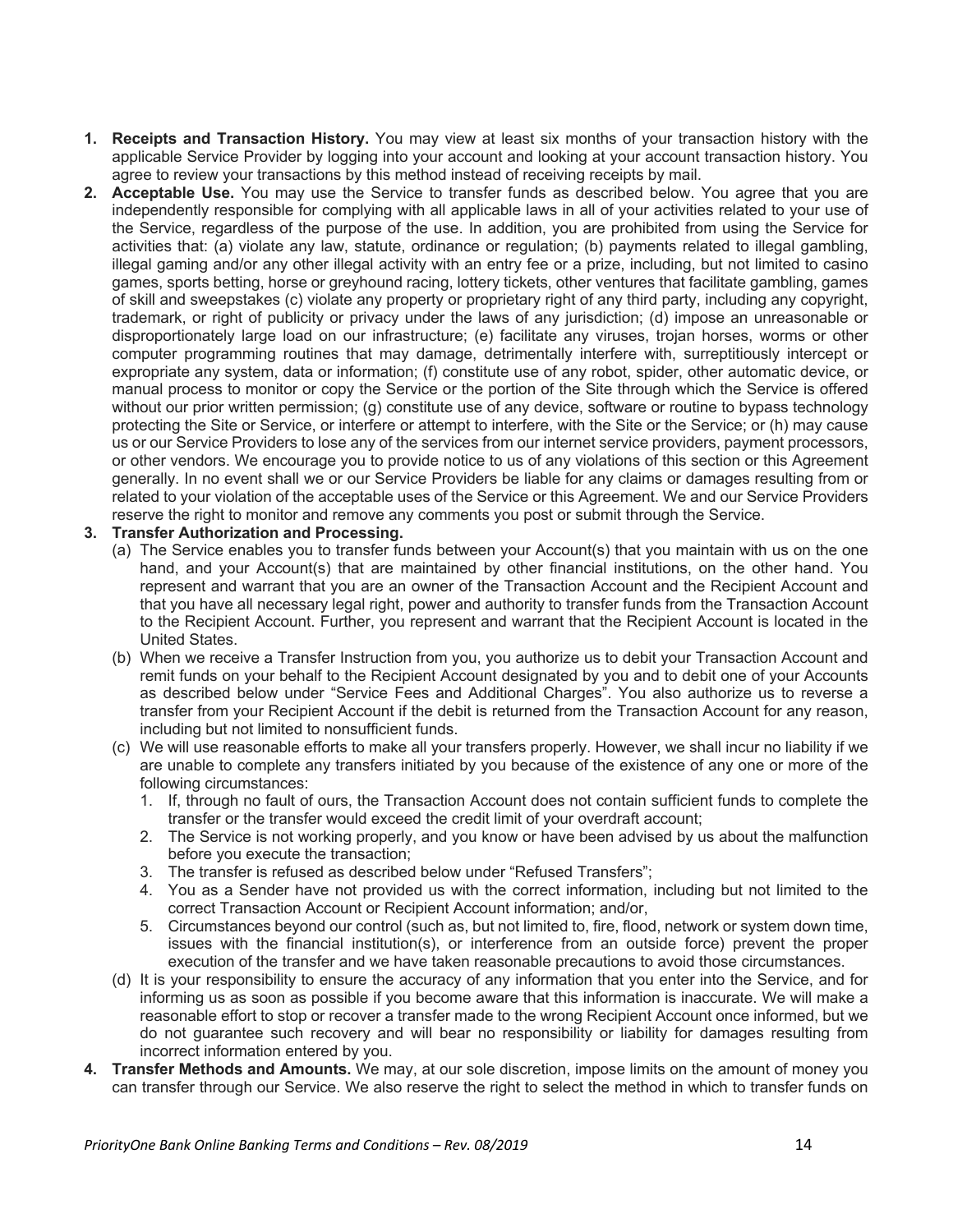1. **Receipts and Transaction History.** You may view at least six months of your transaction history with the applicable Service Provider by logging into your account and looking at your account transaction history. You agree to review your transactions by this method instead of receiving receipts by mail.
2. **Acceptable Use.** You may use the Service to transfer funds as described below. You agree that you are independently responsible for complying with all applicable laws in all of your activities related to your use of the Service, regardless of the purpose of the use. In addition, you are prohibited from using the Service for activities that: (a) violate any law, statute, ordinance or regulation; (b) payments related to illegal gambling, illegal gaming and/or any other illegal activity with an entry fee or a prize, including, but not limited to casino games, sports betting, horse or greyhound racing, lottery tickets, other ventures that facilitate gambling, games of skill and sweepstakes (c) violate any property or proprietary right of any third party, including any copyright, trademark, or right of publicity or privacy under the laws of any jurisdiction; (d) impose an unreasonable or disproportionately large load on our infrastructure; (e) facilitate any viruses, trojan horses, worms or other computer programming routines that may damage, detrimentally interfere with, surreptitiously intercept or expropriate any system, data or information; (f) constitute use of any robot, spider, other automatic device, or manual process to monitor or copy the Service or the portion of the Site through which the Service is offered without our prior written permission; (g) constitute use of any device, software or routine to bypass technology protecting the Site or Service, or interfere or attempt to interfere, with the Site or the Service; or (h) may cause us or our Service Providers to lose any of the services from our internet service providers, payment processors, or other vendors. We encourage you to provide notice to us of any violations of this section or this Agreement generally. In no event shall we or our Service Providers be liable for any claims or damages resulting from or related to your violation of the acceptable uses of the Service or this Agreement. We and our Service Providers reserve the right to monitor and remove any comments you post or submit through the Service.
3. **Transfer Authorization and Processing.**
   (a) The Service enables you to transfer funds between your Account(s) that you maintain with us on the one hand, and your Account(s) that are maintained by other financial institutions, on the other hand. You represent and warrant that you are an owner of the Transaction Account and the Recipient Account and that you have all necessary legal right, power and authority to transfer funds from the Transaction Account to the Recipient Account. Further, you represent and warrant that the Recipient Account is located in the United States.
   (b) When we receive a Transfer Instruction from you, you authorize us to debit your Transaction Account and remit funds on your behalf to the Recipient Account designated by you and to debit one of your Accounts as described below under "Service Fees and Additional Charges". You also authorize us to reverse a transfer from your Recipient Account if the debit is returned from the Transaction Account for any reason, including but not limited to nonsufficient funds.
   (c) We will use reasonable efforts to make all your transfers properly. However, we shall incur no liability if we are unable to complete any transfers initiated by you because of the existence of any one or more of the following circumstances:
      1. If, through no fault of ours, the Transaction Account does not contain sufficient funds to complete the transfer or the transfer would exceed the credit limit of your overdraft account;
      2. The Service is not working properly, and you know or have been advised by us about the malfunction before you execute the transaction;
      3. The transfer is refused as described below under "Refused Transfers";
      4. You as a Sender have not provided us with the correct information, including but not limited to the correct Transaction Account or Recipient Account information; and/or,
      5. Circumstances beyond our control (such as, but not limited to, fire, flood, network or system down time, issues with the financial institution(s), or interference from an outside force) prevent the proper execution of the transfer and we have taken reasonable precautions to avoid those circumstances.
   (d) It is your responsibility to ensure the accuracy of any information that you enter into the Service, and for informing us as soon as possible if you become aware that this information is inaccurate. We will make a reasonable effort to stop or recover a transfer made to the wrong Recipient Account once informed, but we do not guarantee such recovery and will bear no responsibility or liability for damages resulting from incorrect information entered by you.
4. **Transfer Methods and Amounts.** We may, at our sole discretion, impose limits on the amount of money you can transfer through our Service. We also reserve the right to select the method in which to transfer funds on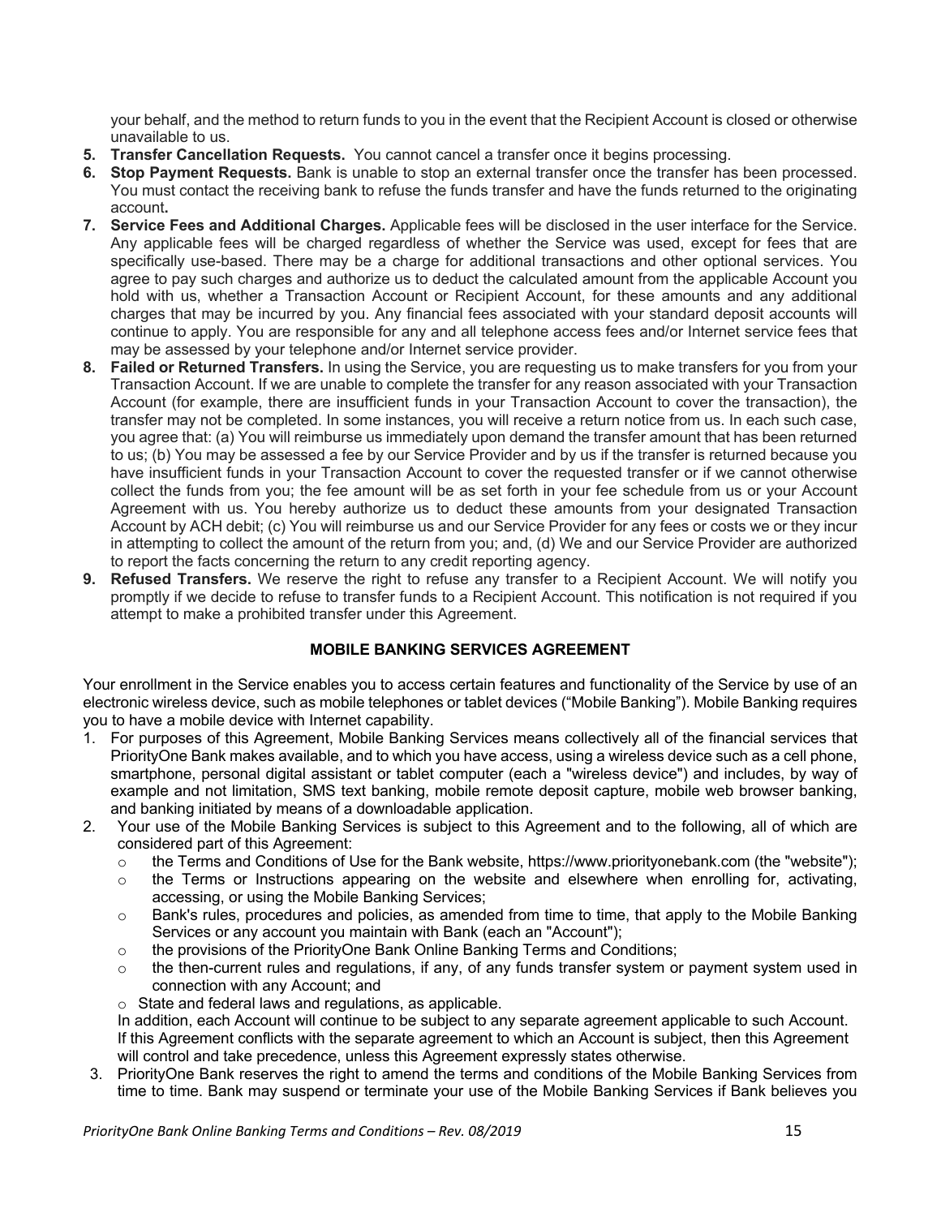your behalf, and the method to return funds to you in the event that the Recipient Account is closed or otherwise unavailable to us.

5. **Transfer Cancellation Requests.** You cannot cancel a transfer once it begins processing.
6. **Stop Payment Requests.** Bank is unable to stop an external transfer once the transfer has been processed. You must contact the receiving bank to refuse the funds transfer and have the funds returned to the originating account**.**
7. **Service Fees and Additional Charges.** Applicable fees will be disclosed in the user interface for the Service. Any applicable fees will be charged regardless of whether the Service was used, except for fees that are specifically use-based. There may be a charge for additional transactions and other optional services. You agree to pay such charges and authorize us to deduct the calculated amount from the applicable Account you hold with us, whether a Transaction Account or Recipient Account, for these amounts and any additional charges that may be incurred by you. Any financial fees associated with your standard deposit accounts will continue to apply. You are responsible for any and all telephone access fees and/or Internet service fees that may be assessed by your telephone and/or Internet service provider.
8. **Failed or Returned Transfers.** In using the Service, you are requesting us to make transfers for you from your Transaction Account. If we are unable to complete the transfer for any reason associated with your Transaction Account (for example, there are insufficient funds in your Transaction Account to cover the transaction), the transfer may not be completed. In some instances, you will receive a return notice from us. In each such case, you agree that: (a) You will reimburse us immediately upon demand the transfer amount that has been returned to us; (b) You may be assessed a fee by our Service Provider and by us if the transfer is returned because you have insufficient funds in your Transaction Account to cover the requested transfer or if we cannot otherwise collect the funds from you; the fee amount will be as set forth in your fee schedule from us or your Account Agreement with us. You hereby authorize us to deduct these amounts from your designated Transaction Account by ACH debit; (c) You will reimburse us and our Service Provider for any fees or costs we or they incur in attempting to collect the amount of the return from you; and, (d) We and our Service Provider are authorized to report the facts concerning the return to any credit reporting agency.
9. **Refused Transfers.** We reserve the right to refuse any transfer to a Recipient Account. We will notify you promptly if we decide to refuse to transfer funds to a Recipient Account. This notification is not required if you attempt to make a prohibited transfer under this Agreement.

## MOBILE BANKING SERVICES AGREEMENT

Your enrollment in the Service enables you to access certain features and functionality of the Service by use of an electronic wireless device, such as mobile telephones or tablet devices ("Mobile Banking"). Mobile Banking requires you to have a mobile device with Internet capability.

1. For purposes of this Agreement, Mobile Banking Services means collectively all of the financial services that PriorityOne Bank makes available, and to which you have access, using a wireless device such as a cell phone, smartphone, personal digital assistant or tablet computer (each a "wireless device") and includes, by way of example and not limitation, SMS text banking, mobile remote deposit capture, mobile web browser banking, and banking initiated by means of a downloadable application.
2. Your use of the Mobile Banking Services is subject to this Agreement and to the following, all of which are considered part of this Agreement:
   - the Terms and Conditions of Use for the Bank website, https://www.priorityonebank.com (the "website");
   - the Terms or Instructions appearing on the website and elsewhere when enrolling for, activating, accessing, or using the Mobile Banking Services;
   - Bank's rules, procedures and policies, as amended from time to time, that apply to the Mobile Banking Services or any account you maintain with Bank (each an "Account");
   - the provisions of the PriorityOne Bank Online Banking Terms and Conditions;
   - the then-current rules and regulations, if any, of any funds transfer system or payment system used in connection with any Account; and
   - State and federal laws and regulations, as applicable.

   In addition, each Account will continue to be subject to any separate agreement applicable to such Account. If this Agreement conflicts with the separate agreement to which an Account is subject, then this Agreement will control and take precedence, unless this Agreement expressly states otherwise.
3. PriorityOne Bank reserves the right to amend the terms and conditions of the Mobile Banking Services from time to time. Bank may suspend or terminate your use of the Mobile Banking Services if Bank believes you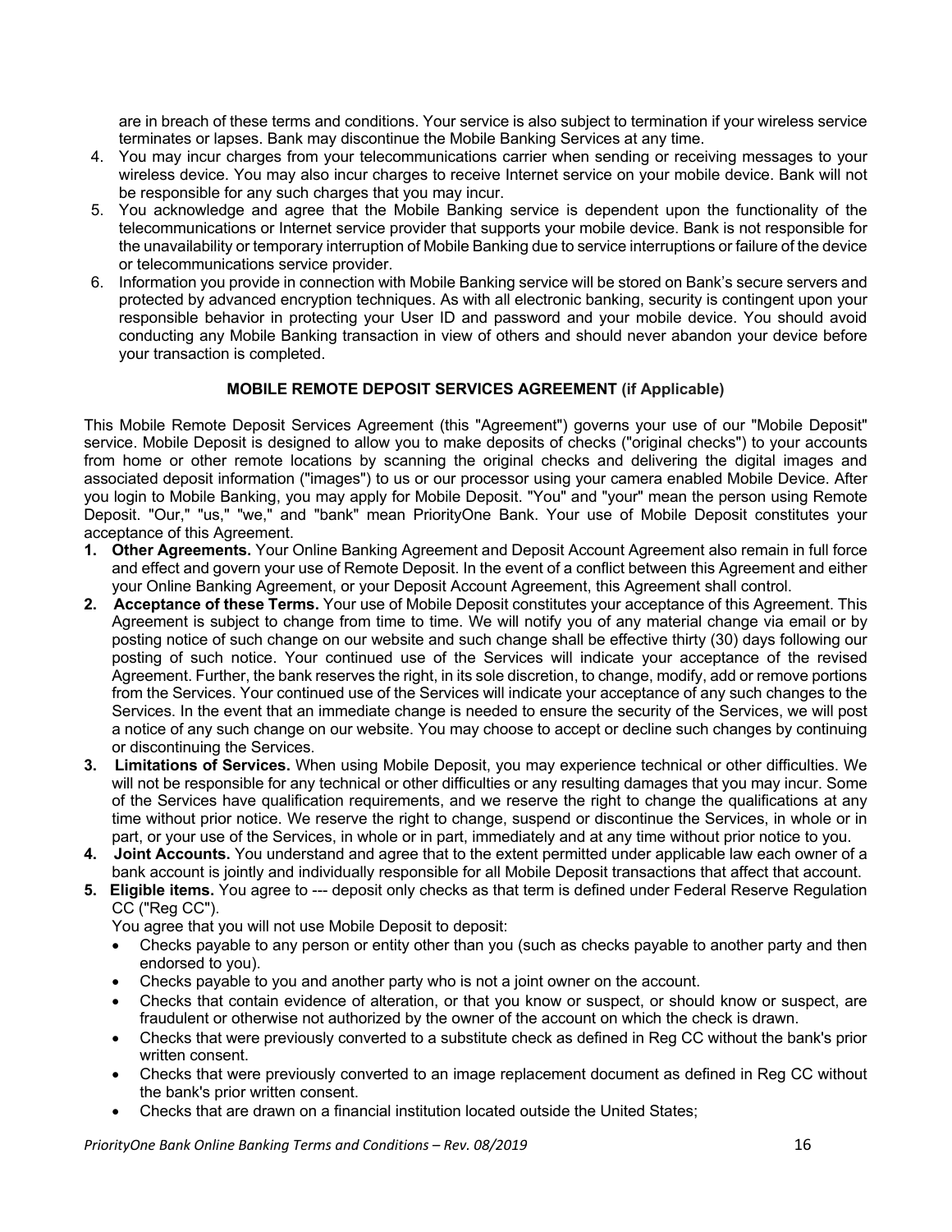are in breach of these terms and conditions. Your service is also subject to termination if your wireless service terminates or lapses. Bank may discontinue the Mobile Banking Services at any time.

4. You may incur charges from your telecommunications carrier when sending or receiving messages to your wireless device. You may also incur charges to receive Internet service on your mobile device. Bank will not be responsible for any such charges that you may incur.
5. You acknowledge and agree that the Mobile Banking service is dependent upon the functionality of the telecommunications or Internet service provider that supports your mobile device. Bank is not responsible for the unavailability or temporary interruption of Mobile Banking due to service interruptions or failure of the device or telecommunications service provider.
6. Information you provide in connection with Mobile Banking service will be stored on Bank's secure servers and protected by advanced encryption techniques. As with all electronic banking, security is contingent upon your responsible behavior in protecting your User ID and password and your mobile device. You should avoid conducting any Mobile Banking transaction in view of others and should never abandon your device before your transaction is completed.

## MOBILE REMOTE DEPOSIT SERVICES AGREEMENT (if Applicable)

This Mobile Remote Deposit Services Agreement (this "Agreement") governs your use of our "Mobile Deposit" service. Mobile Deposit is designed to allow you to make deposits of checks ("original checks") to your accounts from home or other remote locations by scanning the original checks and delivering the digital images and associated deposit information ("images") to us or our processor using your camera enabled Mobile Device. After you login to Mobile Banking, you may apply for Mobile Deposit. "You" and "your" mean the person using Remote Deposit. "Our," "us," "we," and "bank" mean PriorityOne Bank. Your use of Mobile Deposit constitutes your acceptance of this Agreement.

1. **Other Agreements.** Your Online Banking Agreement and Deposit Account Agreement also remain in full force and effect and govern your use of Remote Deposit. In the event of a conflict between this Agreement and either your Online Banking Agreement, or your Deposit Account Agreement, this Agreement shall control.
2. **Acceptance of these Terms.** Your use of Mobile Deposit constitutes your acceptance of this Agreement. This Agreement is subject to change from time to time. We will notify you of any material change via email or by posting notice of such change on our website and such change shall be effective thirty (30) days following our posting of such notice. Your continued use of the Services will indicate your acceptance of the revised Agreement. Further, the bank reserves the right, in its sole discretion, to change, modify, add or remove portions from the Services. Your continued use of the Services will indicate your acceptance of any such changes to the Services. In the event that an immediate change is needed to ensure the security of the Services, we will post a notice of any such change on our website. You may choose to accept or decline such changes by continuing or discontinuing the Services.
3. **Limitations of Services.** When using Mobile Deposit, you may experience technical or other difficulties. We will not be responsible for any technical or other difficulties or any resulting damages that you may incur. Some of the Services have qualification requirements, and we reserve the right to change the qualifications at any time without prior notice. We reserve the right to change, suspend or discontinue the Services, in whole or in part, or your use of the Services, in whole or in part, immediately and at any time without prior notice to you.
4. **Joint Accounts.** You understand and agree that to the extent permitted under applicable law each owner of a bank account is jointly and individually responsible for all Mobile Deposit transactions that affect that account.
5. **Eligible items.** You agree to --- deposit only checks as that term is defined under Federal Reserve Regulation CC ("Reg CC").

   You agree that you will not use Mobile Deposit to deposit:

   - Checks payable to any person or entity other than you (such as checks payable to another party and then endorsed to you).
   - Checks payable to you and another party who is not a joint owner on the account.
   - Checks that contain evidence of alteration, or that you know or suspect, or should know or suspect, are fraudulent or otherwise not authorized by the owner of the account on which the check is drawn.
   - Checks that were previously converted to a substitute check as defined in Reg CC without the bank's prior written consent.
   - Checks that were previously converted to an image replacement document as defined in Reg CC without the bank's prior written consent.
   - Checks that are drawn on a financial institution located outside the United States;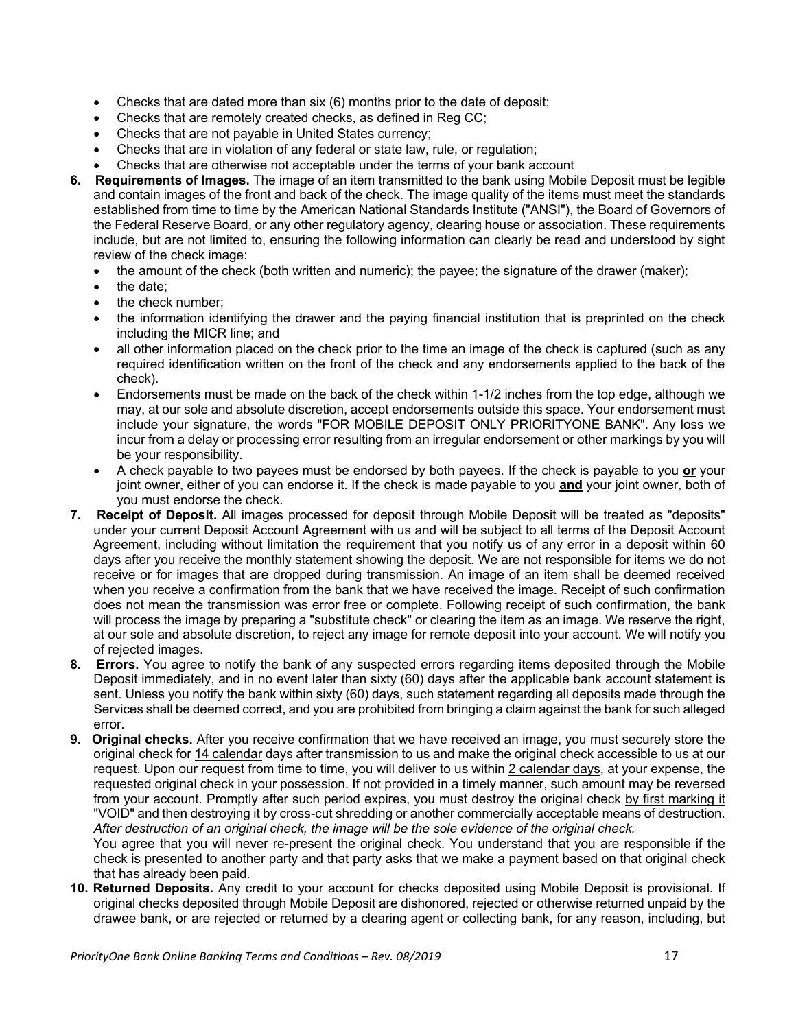- Checks that are dated more than six (6) months prior to the date of deposit;
- Checks that are remotely created checks, as defined in Reg CC;
- Checks that are not payable in United States currency;
- Checks that are in violation of any federal or state law, rule, or regulation;
- Checks that are otherwise not acceptable under the terms of your bank account

**6. Requirements of Images.** The image of an item transmitted to the bank using Mobile Deposit must be legible and contain images of the front and back of the check. The image quality of the items must meet the standards established from time to time by the American National Standards Institute ("ANSI"), the Board of Governors of the Federal Reserve Board, or any other regulatory agency, clearing house or association. These requirements include, but are not limited to, ensuring the following information can clearly be read and understood by sight review of the check image:

- the amount of the check (both written and numeric); the payee; the signature of the drawer (maker);
- the date;
- the check number;
- the information identifying the drawer and the paying financial institution that is preprinted on the check including the MICR line; and
- all other information placed on the check prior to the time an image of the check is captured (such as any required identification written on the front of the check and any endorsements applied to the back of the check).
- Endorsements must be made on the back of the check within 1-1/2 inches from the top edge, although we may, at our sole and absolute discretion, accept endorsements outside this space. Your endorsement must include your signature, the words "FOR MOBILE DEPOSIT ONLY PRIORITYONE BANK". Any loss we incur from a delay or processing error resulting from an irregular endorsement or other markings by you will be your responsibility.
- A check payable to two payees must be endorsed by both payees. If the check is payable to you **or** your joint owner, either of you can endorse it. If the check is made payable to you **and** your joint owner, both of you must endorse the check.

**7. Receipt of Deposit.** All images processed for deposit through Mobile Deposit will be treated as "deposits" under your current Deposit Account Agreement with us and will be subject to all terms of the Deposit Account Agreement, including without limitation the requirement that you notify us of any error in a deposit within 60 days after you receive the monthly statement showing the deposit. We are not responsible for items we do not receive or for images that are dropped during transmission. An image of an item shall be deemed received when you receive a confirmation from the bank that we have received the image. Receipt of such confirmation does not mean the transmission was error free or complete. Following receipt of such confirmation, the bank will process the image by preparing a "substitute check" or clearing the item as an image. We reserve the right, at our sole and absolute discretion, to reject any image for remote deposit into your account. We will notify you of rejected images.

**8. Errors.** You agree to notify the bank of any suspected errors regarding items deposited through the Mobile Deposit immediately, and in no event later than sixty (60) days after the applicable bank account statement is sent. Unless you notify the bank within sixty (60) days, such statement regarding all deposits made through the Services shall be deemed correct, and you are prohibited from bringing a claim against the bank for such alleged error.

**9. Original checks.** After you receive confirmation that we have received an image, you must securely store the original check for 14 calendar days after transmission to us and make the original check accessible to us at our request. Upon our request from time to time, you will deliver to us within 2 calendar days, at your expense, the requested original check in your possession. If not provided in a timely manner, such amount may be reversed from your account. Promptly after such period expires, you must destroy the original check by first marking it "VOID" and then destroying it by cross-cut shredding or another commercially acceptable means of destruction. *After destruction of an original check, the image will be the sole evidence of the original check.*

You agree that you will never re-present the original check. You understand that you are responsible if the check is presented to another party and that party asks that we make a payment based on that original check that has already been paid.

**10. Returned Deposits.** Any credit to your account for checks deposited using Mobile Deposit is provisional. If original checks deposited through Mobile Deposit are dishonored, rejected or otherwise returned unpaid by the drawee bank, or are rejected or returned by a clearing agent or collecting bank, for any reason, including, but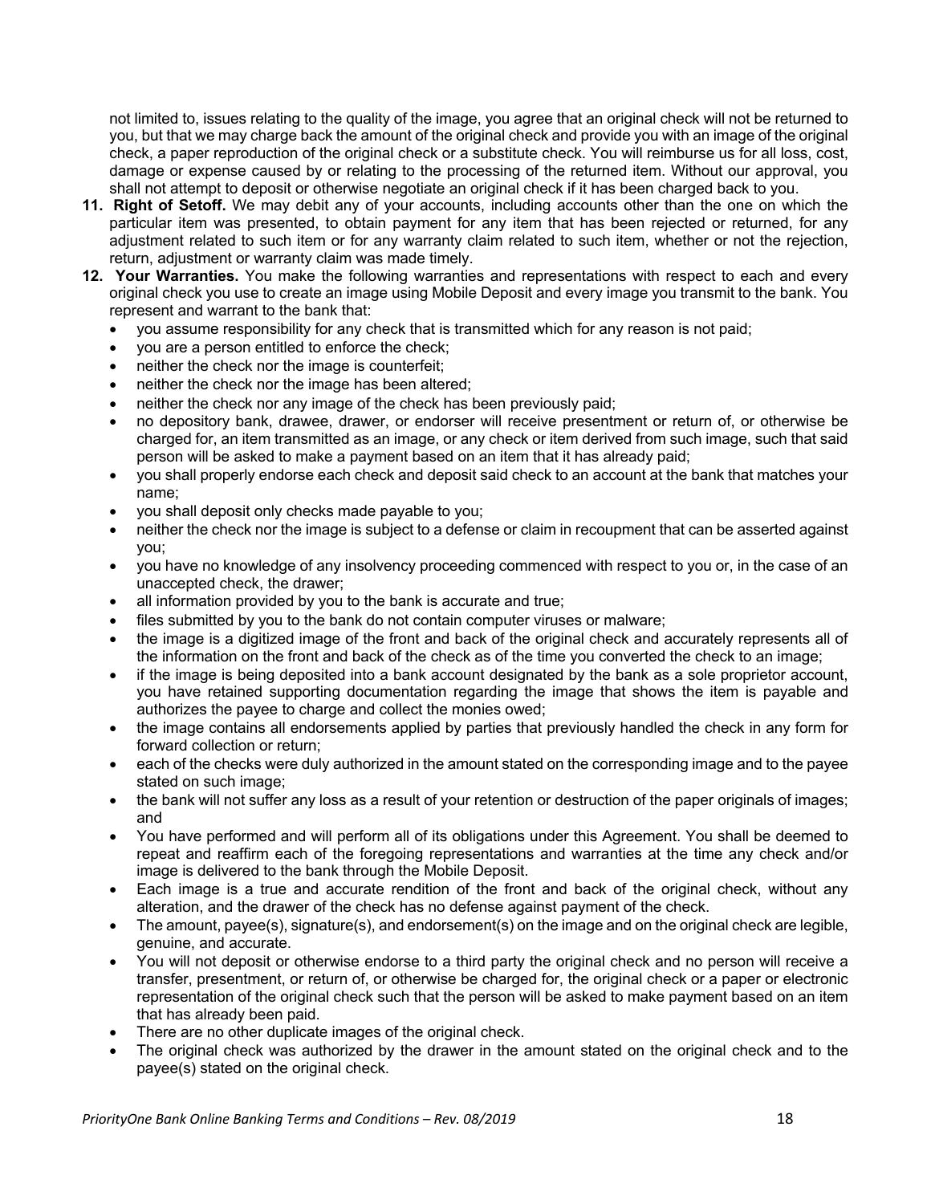not limited to, issues relating to the quality of the image, you agree that an original check will not be returned to you, but that we may charge back the amount of the original check and provide you with an image of the original check, a paper reproduction of the original check or a substitute check. You will reimburse us for all loss, cost, damage or expense caused by or relating to the processing of the returned item. Without our approval, you shall not attempt to deposit or otherwise negotiate an original check if it has been charged back to you.

11. **Right of Setoff.** We may debit any of your accounts, including accounts other than the one on which the particular item was presented, to obtain payment for any item that has been rejected or returned, for any adjustment related to such item or for any warranty claim related to such item, whether or not the rejection, return, adjustment or warranty claim was made timely.
12. **Your Warranties.** You make the following warranties and representations with respect to each and every original check you use to create an image using Mobile Deposit and every image you transmit to the bank. You represent and warrant to the bank that:
    - you assume responsibility for any check that is transmitted which for any reason is not paid;
    - you are a person entitled to enforce the check;
    - neither the check nor the image is counterfeit;
    - neither the check nor the image has been altered;
    - neither the check nor any image of the check has been previously paid;
    - no depository bank, drawee, drawer, or endorser will receive presentment or return of, or otherwise be charged for, an item transmitted as an image, or any check or item derived from such image, such that said person will be asked to make a payment based on an item that it has already paid;
    - you shall properly endorse each check and deposit said check to an account at the bank that matches your name;
    - you shall deposit only checks made payable to you;
    - neither the check nor the image is subject to a defense or claim in recoupment that can be asserted against you;
    - you have no knowledge of any insolvency proceeding commenced with respect to you or, in the case of an unaccepted check, the drawer;
    - all information provided by you to the bank is accurate and true;
    - files submitted by you to the bank do not contain computer viruses or malware;
    - the image is a digitized image of the front and back of the original check and accurately represents all of the information on the front and back of the check as of the time you converted the check to an image;
    - if the image is being deposited into a bank account designated by the bank as a sole proprietor account, you have retained supporting documentation regarding the image that shows the item is payable and authorizes the payee to charge and collect the monies owed;
    - the image contains all endorsements applied by parties that previously handled the check in any form for forward collection or return;
    - each of the checks were duly authorized in the amount stated on the corresponding image and to the payee stated on such image;
    - the bank will not suffer any loss as a result of your retention or destruction of the paper originals of images; and
    - You have performed and will perform all of its obligations under this Agreement. You shall be deemed to repeat and reaffirm each of the foregoing representations and warranties at the time any check and/or image is delivered to the bank through the Mobile Deposit.
    - Each image is a true and accurate rendition of the front and back of the original check, without any alteration, and the drawer of the check has no defense against payment of the check.
    - The amount, payee(s), signature(s), and endorsement(s) on the image and on the original check are legible, genuine, and accurate.
    - You will not deposit or otherwise endorse to a third party the original check and no person will receive a transfer, presentment, or return of, or otherwise be charged for, the original check or a paper or electronic representation of the original check such that the person will be asked to make payment based on an item that has already been paid.
    - There are no other duplicate images of the original check.
    - The original check was authorized by the drawer in the amount stated on the original check and to the payee(s) stated on the original check.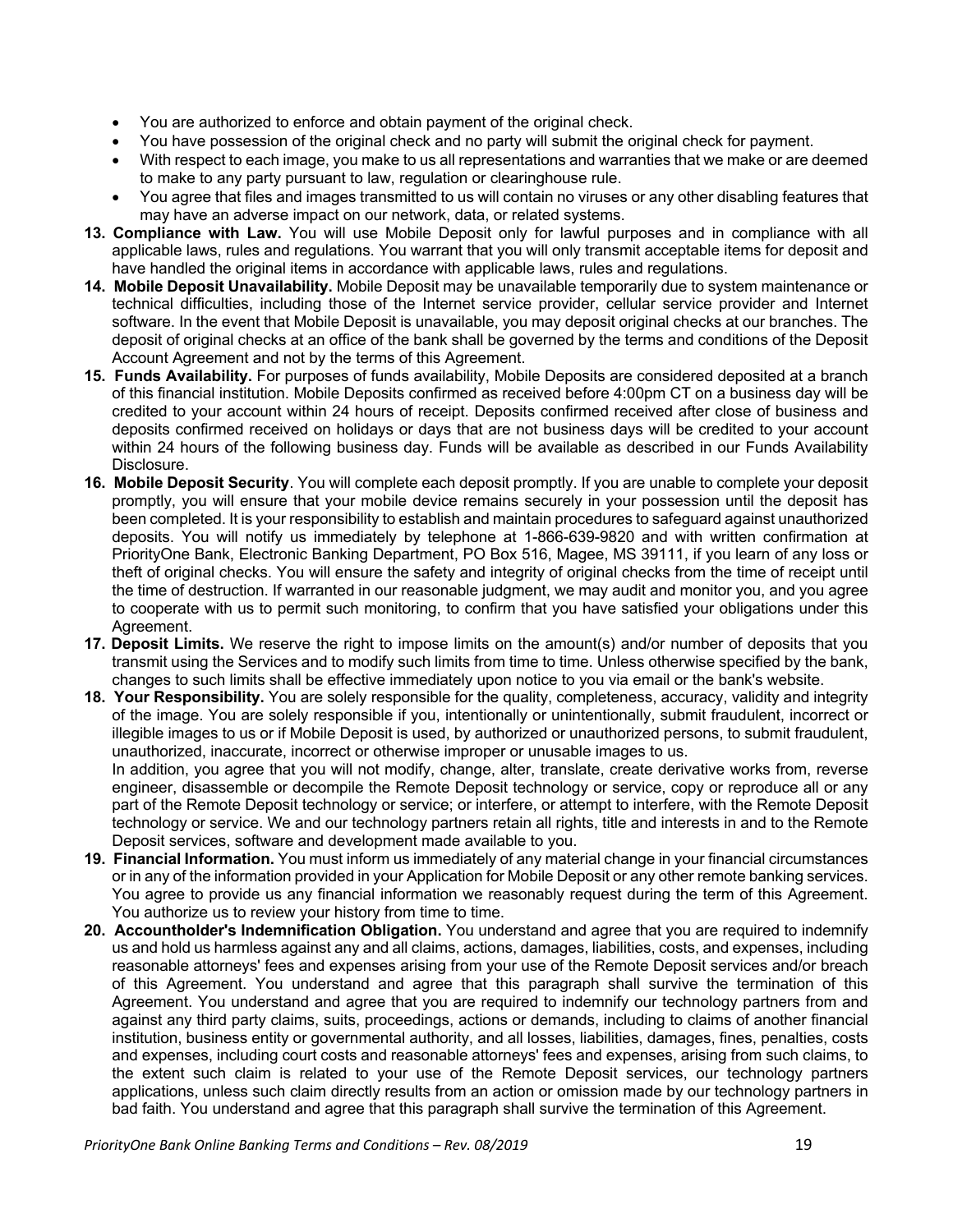- You are authorized to enforce and obtain payment of the original check.
- You have possession of the original check and no party will submit the original check for payment.
- With respect to each image, you make to us all representations and warranties that we make or are deemed to make to any party pursuant to law, regulation or clearinghouse rule.
- You agree that files and images transmitted to us will contain no viruses or any other disabling features that may have an adverse impact on our network, data, or related systems.

13. **Compliance with Law.** You will use Mobile Deposit only for lawful purposes and in compliance with all applicable laws, rules and regulations. You warrant that you will only transmit acceptable items for deposit and have handled the original items in accordance with applicable laws, rules and regulations.
14. **Mobile Deposit Unavailability.** Mobile Deposit may be unavailable temporarily due to system maintenance or technical difficulties, including those of the Internet service provider, cellular service provider and Internet software. In the event that Mobile Deposit is unavailable, you may deposit original checks at our branches. The deposit of original checks at an office of the bank shall be governed by the terms and conditions of the Deposit Account Agreement and not by the terms of this Agreement.
15. **Funds Availability.** For purposes of funds availability, Mobile Deposits are considered deposited at a branch of this financial institution. Mobile Deposits confirmed as received before 4:00pm CT on a business day will be credited to your account within 24 hours of receipt. Deposits confirmed received after close of business and deposits confirmed received on holidays or days that are not business days will be credited to your account within 24 hours of the following business day. Funds will be available as described in our Funds Availability Disclosure.
16. **Mobile Deposit Security**. You will complete each deposit promptly. If you are unable to complete your deposit promptly, you will ensure that your mobile device remains securely in your possession until the deposit has been completed. It is your responsibility to establish and maintain procedures to safeguard against unauthorized deposits. You will notify us immediately by telephone at 1-866-639-9820 and with written confirmation at PriorityOne Bank, Electronic Banking Department, PO Box 516, Magee, MS 39111, if you learn of any loss or theft of original checks. You will ensure the safety and integrity of original checks from the time of receipt until the time of destruction. If warranted in our reasonable judgment, we may audit and monitor you, and you agree to cooperate with us to permit such monitoring, to confirm that you have satisfied your obligations under this Agreement.
17. **Deposit Limits.** We reserve the right to impose limits on the amount(s) and/or number of deposits that you transmit using the Services and to modify such limits from time to time. Unless otherwise specified by the bank, changes to such limits shall be effective immediately upon notice to you via email or the bank's website.
18. **Your Responsibility.** You are solely responsible for the quality, completeness, accuracy, validity and integrity of the image. You are solely responsible if you, intentionally or unintentionally, submit fraudulent, incorrect or illegible images to us or if Mobile Deposit is used, by authorized or unauthorized persons, to submit fraudulent, unauthorized, inaccurate, incorrect or otherwise improper or unusable images to us.
    In addition, you agree that you will not modify, change, alter, translate, create derivative works from, reverse engineer, disassemble or decompile the Remote Deposit technology or service, copy or reproduce all or any part of the Remote Deposit technology or service; or interfere, or attempt to interfere, with the Remote Deposit technology or service. We and our technology partners retain all rights, title and interests in and to the Remote Deposit services, software and development made available to you.
19. **Financial Information.** You must inform us immediately of any material change in your financial circumstances or in any of the information provided in your Application for Mobile Deposit or any other remote banking services. You agree to provide us any financial information we reasonably request during the term of this Agreement. You authorize us to review your history from time to time.
20. **Accountholder's Indemnification Obligation.** You understand and agree that you are required to indemnify us and hold us harmless against any and all claims, actions, damages, liabilities, costs, and expenses, including reasonable attorneys' fees and expenses arising from your use of the Remote Deposit services and/or breach of this Agreement. You understand and agree that this paragraph shall survive the termination of this Agreement. You understand and agree that you are required to indemnify our technology partners from and against any third party claims, suits, proceedings, actions or demands, including to claims of another financial institution, business entity or governmental authority, and all losses, liabilities, damages, fines, penalties, costs and expenses, including court costs and reasonable attorneys' fees and expenses, arising from such claims, to the extent such claim is related to your use of the Remote Deposit services, our technology partners applications, unless such claim directly results from an action or omission made by our technology partners in bad faith. You understand and agree that this paragraph shall survive the termination of this Agreement.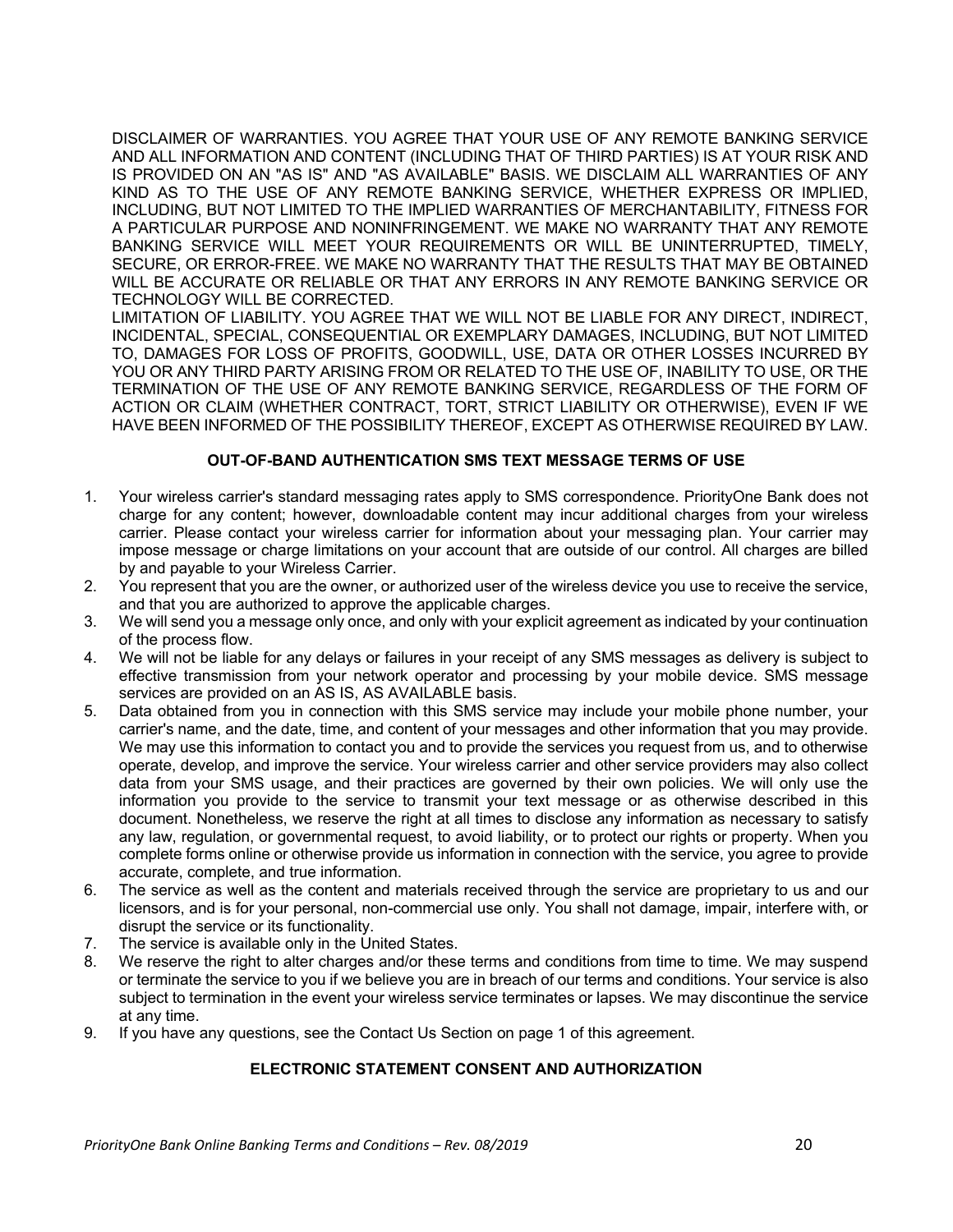DISCLAIMER OF WARRANTIES. YOU AGREE THAT YOUR USE OF ANY REMOTE BANKING SERVICE AND ALL INFORMATION AND CONTENT (INCLUDING THAT OF THIRD PARTIES) IS AT YOUR RISK AND IS PROVIDED ON AN "AS IS" AND "AS AVAILABLE" BASIS. WE DISCLAIM ALL WARRANTIES OF ANY KIND AS TO THE USE OF ANY REMOTE BANKING SERVICE, WHETHER EXPRESS OR IMPLIED, INCLUDING, BUT NOT LIMITED TO THE IMPLIED WARRANTIES OF MERCHANTABILITY, FITNESS FOR A PARTICULAR PURPOSE AND NONINFRINGEMENT. WE MAKE NO WARRANTY THAT ANY REMOTE BANKING SERVICE WILL MEET YOUR REQUIREMENTS OR WILL BE UNINTERRUPTED, TIMELY, SECURE, OR ERROR-FREE. WE MAKE NO WARRANTY THAT THE RESULTS THAT MAY BE OBTAINED WILL BE ACCURATE OR RELIABLE OR THAT ANY ERRORS IN ANY REMOTE BANKING SERVICE OR TECHNOLOGY WILL BE CORRECTED.

LIMITATION OF LIABILITY. YOU AGREE THAT WE WILL NOT BE LIABLE FOR ANY DIRECT, INDIRECT, INCIDENTAL, SPECIAL, CONSEQUENTIAL OR EXEMPLARY DAMAGES, INCLUDING, BUT NOT LIMITED TO, DAMAGES FOR LOSS OF PROFITS, GOODWILL, USE, DATA OR OTHER LOSSES INCURRED BY YOU OR ANY THIRD PARTY ARISING FROM OR RELATED TO THE USE OF, INABILITY TO USE, OR THE TERMINATION OF THE USE OF ANY REMOTE BANKING SERVICE, REGARDLESS OF THE FORM OF ACTION OR CLAIM (WHETHER CONTRACT, TORT, STRICT LIABILITY OR OTHERWISE), EVEN IF WE HAVE BEEN INFORMED OF THE POSSIBILITY THEREOF, EXCEPT AS OTHERWISE REQUIRED BY LAW.

## OUT-OF-BAND AUTHENTICATION SMS TEXT MESSAGE TERMS OF USE

1. Your wireless carrier's standard messaging rates apply to SMS correspondence. PriorityOne Bank does not charge for any content; however, downloadable content may incur additional charges from your wireless carrier. Please contact your wireless carrier for information about your messaging plan. Your carrier may impose message or charge limitations on your account that are outside of our control. All charges are billed by and payable to your Wireless Carrier.
2. You represent that you are the owner, or authorized user of the wireless device you use to receive the service, and that you are authorized to approve the applicable charges.
3. We will send you a message only once, and only with your explicit agreement as indicated by your continuation of the process flow.
4. We will not be liable for any delays or failures in your receipt of any SMS messages as delivery is subject to effective transmission from your network operator and processing by your mobile device. SMS message services are provided on an AS IS, AS AVAILABLE basis.
5. Data obtained from you in connection with this SMS service may include your mobile phone number, your carrier's name, and the date, time, and content of your messages and other information that you may provide. We may use this information to contact you and to provide the services you request from us, and to otherwise operate, develop, and improve the service. Your wireless carrier and other service providers may also collect data from your SMS usage, and their practices are governed by their own policies. We will only use the information you provide to the service to transmit your text message or as otherwise described in this document. Nonetheless, we reserve the right at all times to disclose any information as necessary to satisfy any law, regulation, or governmental request, to avoid liability, or to protect our rights or property. When you complete forms online or otherwise provide us information in connection with the service, you agree to provide accurate, complete, and true information.
6. The service as well as the content and materials received through the service are proprietary to us and our licensors, and is for your personal, non-commercial use only. You shall not damage, impair, interfere with, or disrupt the service or its functionality.
7. The service is available only in the United States.
8. We reserve the right to alter charges and/or these terms and conditions from time to time. We may suspend or terminate the service to you if we believe you are in breach of our terms and conditions. Your service is also subject to termination in the event your wireless service terminates or lapses. We may discontinue the service at any time.
9. If you have any questions, see the Contact Us Section on page 1 of this agreement.

## ELECTRONIC STATEMENT CONSENT AND AUTHORIZATION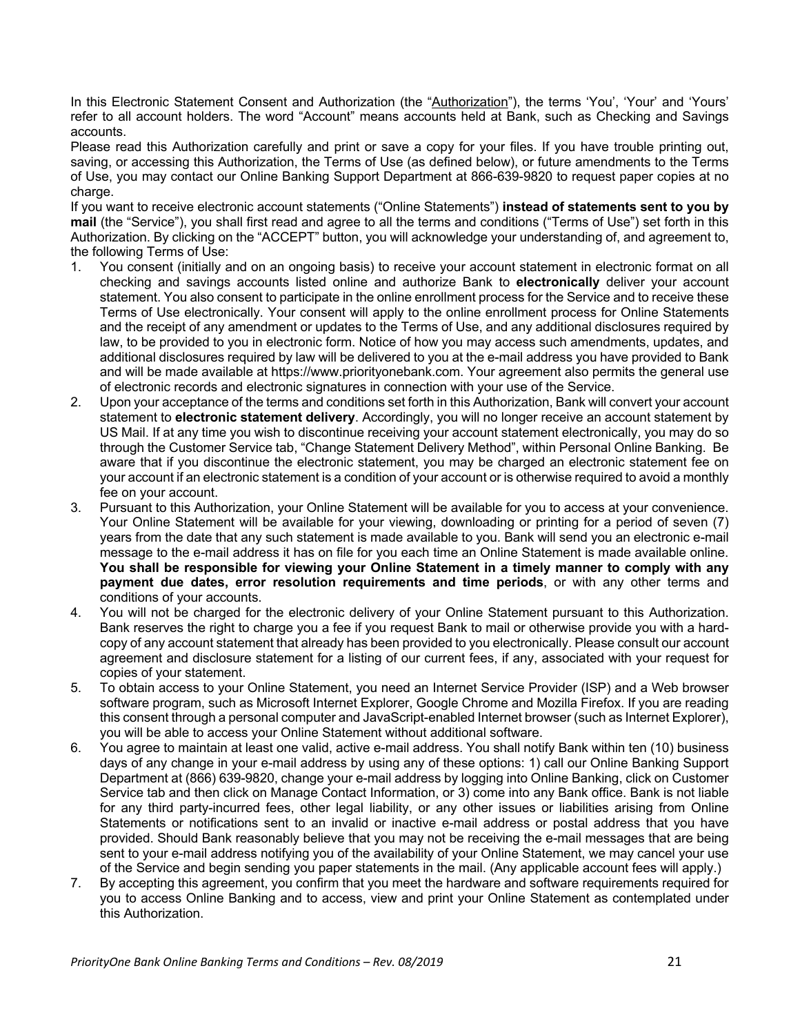In this Electronic Statement Consent and Authorization (the "Authorization"), the terms 'You', 'Your' and 'Yours' refer to all account holders. The word "Account" means accounts held at Bank, such as Checking and Savings accounts.

Please read this Authorization carefully and print or save a copy for your files. If you have trouble printing out, saving, or accessing this Authorization, the Terms of Use (as defined below), or future amendments to the Terms of Use, you may contact our Online Banking Support Department at 866-639-9820 to request paper copies at no charge.

If you want to receive electronic account statements ("Online Statements") **instead of statements sent to you by mail** (the "Service"), you shall first read and agree to all the terms and conditions ("Terms of Use") set forth in this Authorization. By clicking on the "ACCEPT" button, you will acknowledge your understanding of, and agreement to, the following Terms of Use:

1. You consent (initially and on an ongoing basis) to receive your account statement in electronic format on all checking and savings accounts listed online and authorize Bank to **electronically** deliver your account statement. You also consent to participate in the online enrollment process for the Service and to receive these Terms of Use electronically. Your consent will apply to the online enrollment process for Online Statements and the receipt of any amendment or updates to the Terms of Use, and any additional disclosures required by law, to be provided to you in electronic form. Notice of how you may access such amendments, updates, and additional disclosures required by law will be delivered to you at the e-mail address you have provided to Bank and will be made available at https://www.priorityonebank.com. Your agreement also permits the general use of electronic records and electronic signatures in connection with your use of the Service.
2. Upon your acceptance of the terms and conditions set forth in this Authorization, Bank will convert your account statement to **electronic statement delivery**. Accordingly, you will no longer receive an account statement by US Mail. If at any time you wish to discontinue receiving your account statement electronically, you may do so through the Customer Service tab, "Change Statement Delivery Method", within Personal Online Banking. Be aware that if you discontinue the electronic statement, you may be charged an electronic statement fee on your account if an electronic statement is a condition of your account or is otherwise required to avoid a monthly fee on your account.
3. Pursuant to this Authorization, your Online Statement will be available for you to access at your convenience. Your Online Statement will be available for your viewing, downloading or printing for a period of seven (7) years from the date that any such statement is made available to you. Bank will send you an electronic e-mail message to the e-mail address it has on file for you each time an Online Statement is made available online. **You shall be responsible for viewing your Online Statement in a timely manner to comply with any payment due dates, error resolution requirements and time periods**, or with any other terms and conditions of your accounts.
4. You will not be charged for the electronic delivery of your Online Statement pursuant to this Authorization. Bank reserves the right to charge you a fee if you request Bank to mail or otherwise provide you with a hard-copy of any account statement that already has been provided to you electronically. Please consult our account agreement and disclosure statement for a listing of our current fees, if any, associated with your request for copies of your statement.
5. To obtain access to your Online Statement, you need an Internet Service Provider (ISP) and a Web browser software program, such as Microsoft Internet Explorer, Google Chrome and Mozilla Firefox. If you are reading this consent through a personal computer and JavaScript-enabled Internet browser (such as Internet Explorer), you will be able to access your Online Statement without additional software.
6. You agree to maintain at least one valid, active e-mail address. You shall notify Bank within ten (10) business days of any change in your e-mail address by using any of these options: 1) call our Online Banking Support Department at (866) 639-9820, change your e-mail address by logging into Online Banking, click on Customer Service tab and then click on Manage Contact Information, or 3) come into any Bank office. Bank is not liable for any third party-incurred fees, other legal liability, or any other issues or liabilities arising from Online Statements or notifications sent to an invalid or inactive e-mail address or postal address that you have provided. Should Bank reasonably believe that you may not be receiving the e-mail messages that are being sent to your e-mail address notifying you of the availability of your Online Statement, we may cancel your use of the Service and begin sending you paper statements in the mail. (Any applicable account fees will apply.)
7. By accepting this agreement, you confirm that you meet the hardware and software requirements required for you to access Online Banking and to access, view and print your Online Statement as contemplated under this Authorization.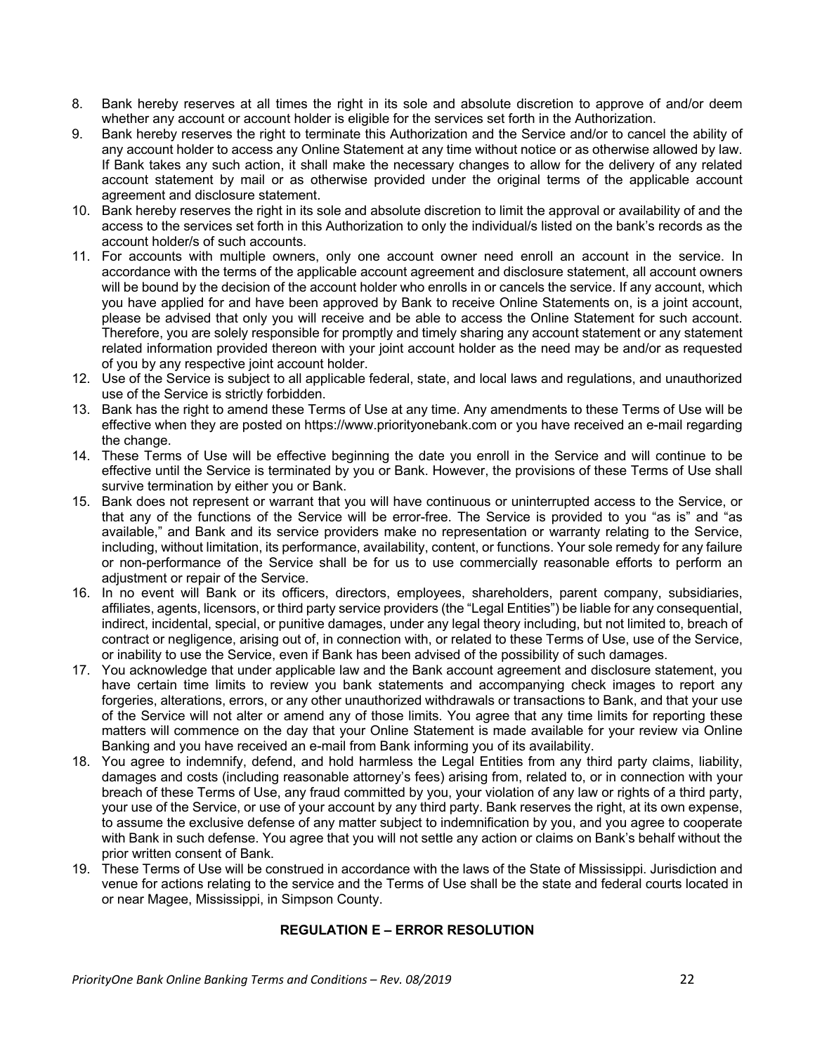8. Bank hereby reserves at all times the right in its sole and absolute discretion to approve of and/or deem whether any account or account holder is eligible for the services set forth in the Authorization.
9. Bank hereby reserves the right to terminate this Authorization and the Service and/or to cancel the ability of any account holder to access any Online Statement at any time without notice or as otherwise allowed by law. If Bank takes any such action, it shall make the necessary changes to allow for the delivery of any related account statement by mail or as otherwise provided under the original terms of the applicable account agreement and disclosure statement.
10. Bank hereby reserves the right in its sole and absolute discretion to limit the approval or availability of and the access to the services set forth in this Authorization to only the individual/s listed on the bank's records as the account holder/s of such accounts.
11. For accounts with multiple owners, only one account owner need enroll an account in the service. In accordance with the terms of the applicable account agreement and disclosure statement, all account owners will be bound by the decision of the account holder who enrolls in or cancels the service. If any account, which you have applied for and have been approved by Bank to receive Online Statements on, is a joint account, please be advised that only you will receive and be able to access the Online Statement for such account. Therefore, you are solely responsible for promptly and timely sharing any account statement or any statement related information provided thereon with your joint account holder as the need may be and/or as requested of you by any respective joint account holder.
12. Use of the Service is subject to all applicable federal, state, and local laws and regulations, and unauthorized use of the Service is strictly forbidden.
13. Bank has the right to amend these Terms of Use at any time. Any amendments to these Terms of Use will be effective when they are posted on https://www.priorityonebank.com or you have received an e-mail regarding the change.
14. These Terms of Use will be effective beginning the date you enroll in the Service and will continue to be effective until the Service is terminated by you or Bank. However, the provisions of these Terms of Use shall survive termination by either you or Bank.
15. Bank does not represent or warrant that you will have continuous or uninterrupted access to the Service, or that any of the functions of the Service will be error-free. The Service is provided to you "as is" and "as available," and Bank and its service providers make no representation or warranty relating to the Service, including, without limitation, its performance, availability, content, or functions. Your sole remedy for any failure or non-performance of the Service shall be for us to use commercially reasonable efforts to perform an adjustment or repair of the Service.
16. In no event will Bank or its officers, directors, employees, shareholders, parent company, subsidiaries, affiliates, agents, licensors, or third party service providers (the "Legal Entities") be liable for any consequential, indirect, incidental, special, or punitive damages, under any legal theory including, but not limited to, breach of contract or negligence, arising out of, in connection with, or related to these Terms of Use, use of the Service, or inability to use the Service, even if Bank has been advised of the possibility of such damages.
17. You acknowledge that under applicable law and the Bank account agreement and disclosure statement, you have certain time limits to review you bank statements and accompanying check images to report any forgeries, alterations, errors, or any other unauthorized withdrawals or transactions to Bank, and that your use of the Service will not alter or amend any of those limits. You agree that any time limits for reporting these matters will commence on the day that your Online Statement is made available for your review via Online Banking and you have received an e-mail from Bank informing you of its availability.
18. You agree to indemnify, defend, and hold harmless the Legal Entities from any third party claims, liability, damages and costs (including reasonable attorney's fees) arising from, related to, or in connection with your breach of these Terms of Use, any fraud committed by you, your violation of any law or rights of a third party, your use of the Service, or use of your account by any third party. Bank reserves the right, at its own expense, to assume the exclusive defense of any matter subject to indemnification by you, and you agree to cooperate with Bank in such defense. You agree that you will not settle any action or claims on Bank's behalf without the prior written consent of Bank.
19. These Terms of Use will be construed in accordance with the laws of the State of Mississippi. Jurisdiction and venue for actions relating to the service and the Terms of Use shall be the state and federal courts located in or near Magee, Mississippi, in Simpson County.

## REGULATION E – ERROR RESOLUTION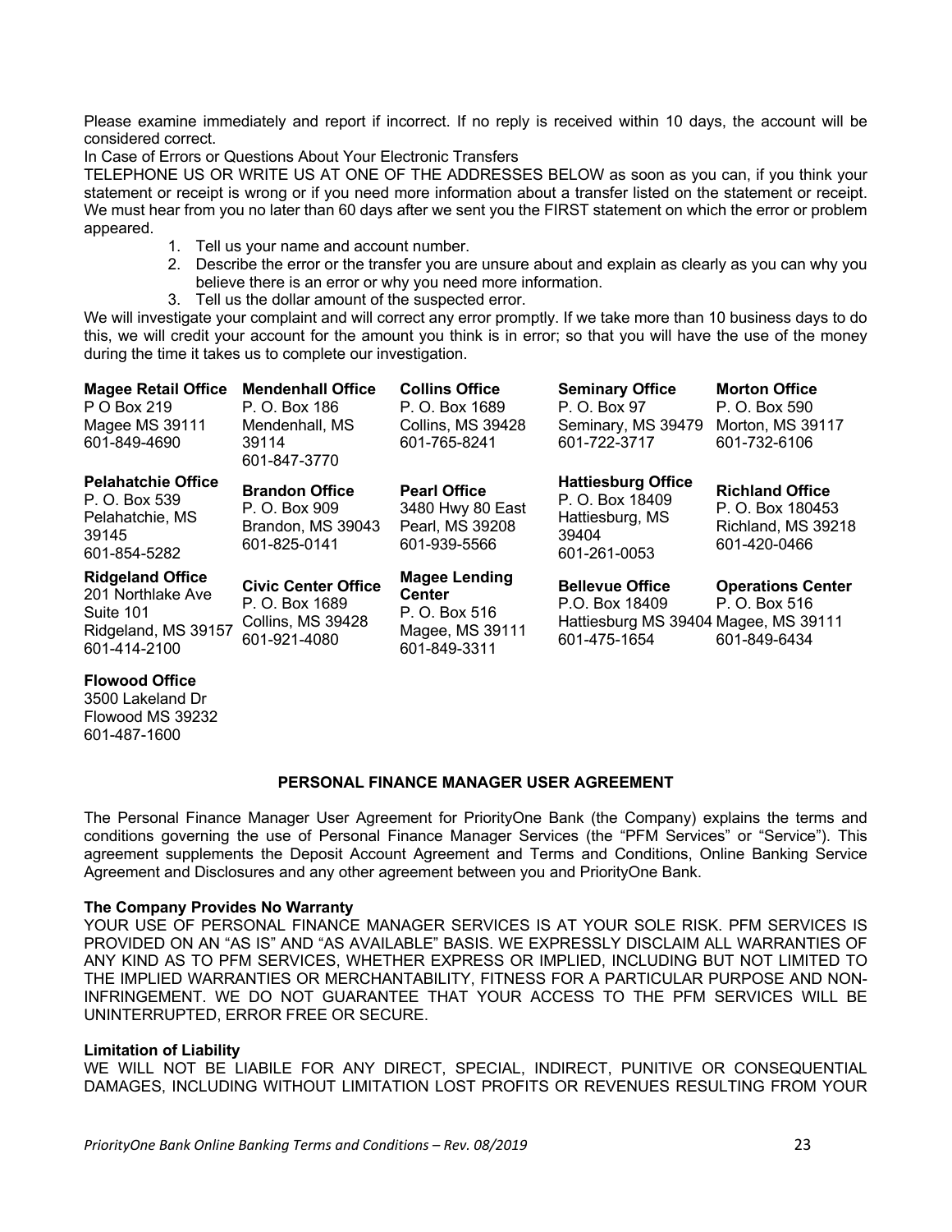Please examine immediately and report if incorrect. If no reply is received within 10 days, the account will be considered correct.

In Case of Errors or Questions About Your Electronic Transfers

TELEPHONE US OR WRITE US AT ONE OF THE ADDRESSES BELOW as soon as you can, if you think your statement or receipt is wrong or if you need more information about a transfer listed on the statement or receipt. We must hear from you no later than 60 days after we sent you the FIRST statement on which the error or problem appeared.

1. Tell us your name and account number.
2. Describe the error or the transfer you are unsure about and explain as clearly as you can why you believe there is an error or why you need more information.
3. Tell us the dollar amount of the suspected error.

We will investigate your complaint and will correct any error promptly. If we take more than 10 business days to do this, we will credit your account for the amount you think is in error; so that you will have the use of the money during the time it takes us to complete our investigation.

**Magee Retail Office**
P O Box 219
Magee MS 39111
601-849-4690

**Mendenhall Office**
P. O. Box 186
Mendenhall, MS 39114
601-847-3770

**Collins Office**
P. O. Box 1689
Collins, MS 39428
601-765-8241

**Seminary Office**
P. O. Box 97
Seminary, MS 39479
601-722-3717

**Morton Office**
P. O. Box 590
Morton, MS 39117
601-732-6106

**Pelahatchie Office**
P. O. Box 539
Pelahatchie, MS 39145
601-854-5282

**Brandon Office**
P. O. Box 909
Brandon, MS 39043
601-825-0141

**Pearl Office**
3480 Hwy 80 East
Pearl, MS 39208
601-939-5566

**Hattiesburg Office**
P. O. Box 18409
Hattiesburg, MS 39404
601-261-0053

**Richland Office**
P. O. Box 180453
Richland, MS 39218
601-420-0466

**Ridgeland Office**
201 Northlake Ave
Suite 101
Ridgeland, MS 39157
601-414-2100

**Civic Center Office**
P. O. Box 1689
Collins, MS 39428
601-921-4080

**Magee Lending Center**
P. O. Box 516
Magee, MS 39111
601-849-3311

**Bellevue Office**
P.O. Box 18409
Hattiesburg MS 39404
601-475-1654

**Operations Center**
P. O. Box 516
Magee, MS 39111
601-849-6434

**Flowood Office**
3500 Lakeland Dr
Flowood MS 39232
601-487-1600

## PERSONAL FINANCE MANAGER USER AGREEMENT

The Personal Finance Manager User Agreement for PriorityOne Bank (the Company) explains the terms and conditions governing the use of Personal Finance Manager Services (the "PFM Services" or "Service"). This agreement supplements the Deposit Account Agreement and Terms and Conditions, Online Banking Service Agreement and Disclosures and any other agreement between you and PriorityOne Bank.

**The Company Provides No Warranty**

YOUR USE OF PERSONAL FINANCE MANAGER SERVICES IS AT YOUR SOLE RISK. PFM SERVICES IS PROVIDED ON AN "AS IS" AND "AS AVAILABLE" BASIS. WE EXPRESSLY DISCLAIM ALL WARRANTIES OF ANY KIND AS TO PFM SERVICES, WHETHER EXPRESS OR IMPLIED, INCLUDING BUT NOT LIMITED TO THE IMPLIED WARRANTIES OR MERCHANTABILITY, FITNESS FOR A PARTICULAR PURPOSE AND NON-INFRINGEMENT. WE DO NOT GUARANTEE THAT YOUR ACCESS TO THE PFM SERVICES WILL BE UNINTERRUPTED, ERROR FREE OR SECURE.

**Limitation of Liability**

WE WILL NOT BE LIABILE FOR ANY DIRECT, SPECIAL, INDIRECT, PUNITIVE OR CONSEQUENTIAL DAMAGES, INCLUDING WITHOUT LIMITATION LOST PROFITS OR REVENUES RESULTING FROM YOUR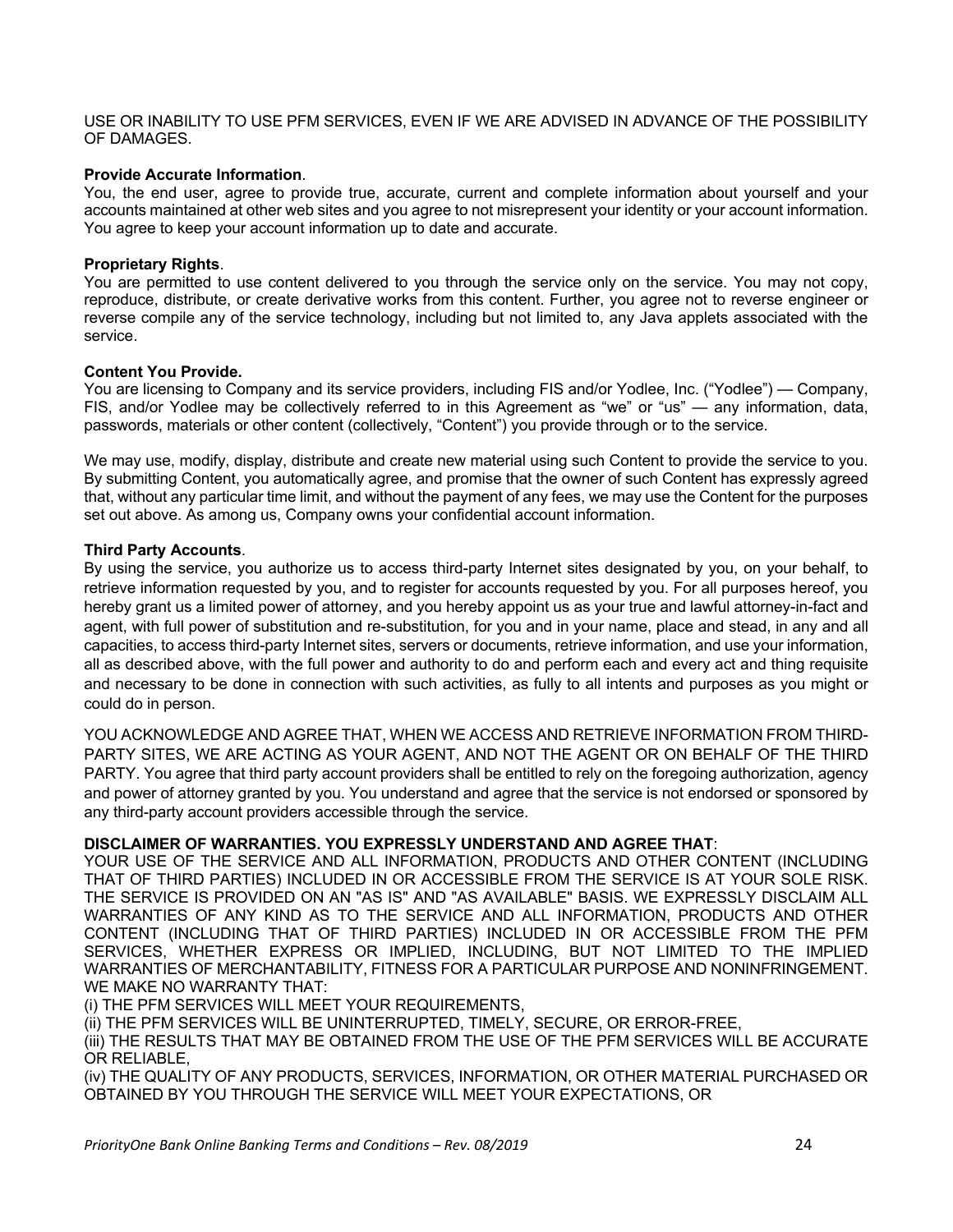USE OR INABILITY TO USE PFM SERVICES, EVEN IF WE ARE ADVISED IN ADVANCE OF THE POSSIBILITY OF DAMAGES.

**Provide Accurate Information**.
You, the end user, agree to provide true, accurate, current and complete information about yourself and your accounts maintained at other web sites and you agree to not misrepresent your identity or your account information. You agree to keep your account information up to date and accurate.

**Proprietary Rights**.
You are permitted to use content delivered to you through the service only on the service. You may not copy, reproduce, distribute, or create derivative works from this content. Further, you agree not to reverse engineer or reverse compile any of the service technology, including but not limited to, any Java applets associated with the service.

**Content You Provide.**
You are licensing to Company and its service providers, including FIS and/or Yodlee, Inc. ("Yodlee") — Company, FIS, and/or Yodlee may be collectively referred to in this Agreement as "we" or "us" — any information, data, passwords, materials or other content (collectively, "Content") you provide through or to the service.

We may use, modify, display, distribute and create new material using such Content to provide the service to you. By submitting Content, you automatically agree, and promise that the owner of such Content has expressly agreed that, without any particular time limit, and without the payment of any fees, we may use the Content for the purposes set out above. As among us, Company owns your confidential account information.

**Third Party Accounts**.
By using the service, you authorize us to access third-party Internet sites designated by you, on your behalf, to retrieve information requested by you, and to register for accounts requested by you. For all purposes hereof, you hereby grant us a limited power of attorney, and you hereby appoint us as your true and lawful attorney-in-fact and agent, with full power of substitution and re-substitution, for you and in your name, place and stead, in any and all capacities, to access third-party Internet sites, servers or documents, retrieve information, and use your information, all as described above, with the full power and authority to do and perform each and every act and thing requisite and necessary to be done in connection with such activities, as fully to all intents and purposes as you might or could do in person.

YOU ACKNOWLEDGE AND AGREE THAT, WHEN WE ACCESS AND RETRIEVE INFORMATION FROM THIRD-PARTY SITES, WE ARE ACTING AS YOUR AGENT, AND NOT THE AGENT OR ON BEHALF OF THE THIRD PARTY. You agree that third party account providers shall be entitled to rely on the foregoing authorization, agency and power of attorney granted by you. You understand and agree that the service is not endorsed or sponsored by any third-party account providers accessible through the service.

**DISCLAIMER OF WARRANTIES. YOU EXPRESSLY UNDERSTAND AND AGREE THAT**:
YOUR USE OF THE SERVICE AND ALL INFORMATION, PRODUCTS AND OTHER CONTENT (INCLUDING THAT OF THIRD PARTIES) INCLUDED IN OR ACCESSIBLE FROM THE SERVICE IS AT YOUR SOLE RISK. THE SERVICE IS PROVIDED ON AN "AS IS" AND "AS AVAILABLE" BASIS. WE EXPRESSLY DISCLAIM ALL WARRANTIES OF ANY KIND AS TO THE SERVICE AND ALL INFORMATION, PRODUCTS AND OTHER CONTENT (INCLUDING THAT OF THIRD PARTIES) INCLUDED IN OR ACCESSIBLE FROM THE PFM SERVICES, WHETHER EXPRESS OR IMPLIED, INCLUDING, BUT NOT LIMITED TO THE IMPLIED WARRANTIES OF MERCHANTABILITY, FITNESS FOR A PARTICULAR PURPOSE AND NONINFRINGEMENT. WE MAKE NO WARRANTY THAT:
(i) THE PFM SERVICES WILL MEET YOUR REQUIREMENTS,
(ii) THE PFM SERVICES WILL BE UNINTERRUPTED, TIMELY, SECURE, OR ERROR-FREE,
(iii) THE RESULTS THAT MAY BE OBTAINED FROM THE USE OF THE PFM SERVICES WILL BE ACCURATE OR RELIABLE,
(iv) THE QUALITY OF ANY PRODUCTS, SERVICES, INFORMATION, OR OTHER MATERIAL PURCHASED OR OBTAINED BY YOU THROUGH THE SERVICE WILL MEET YOUR EXPECTATIONS, OR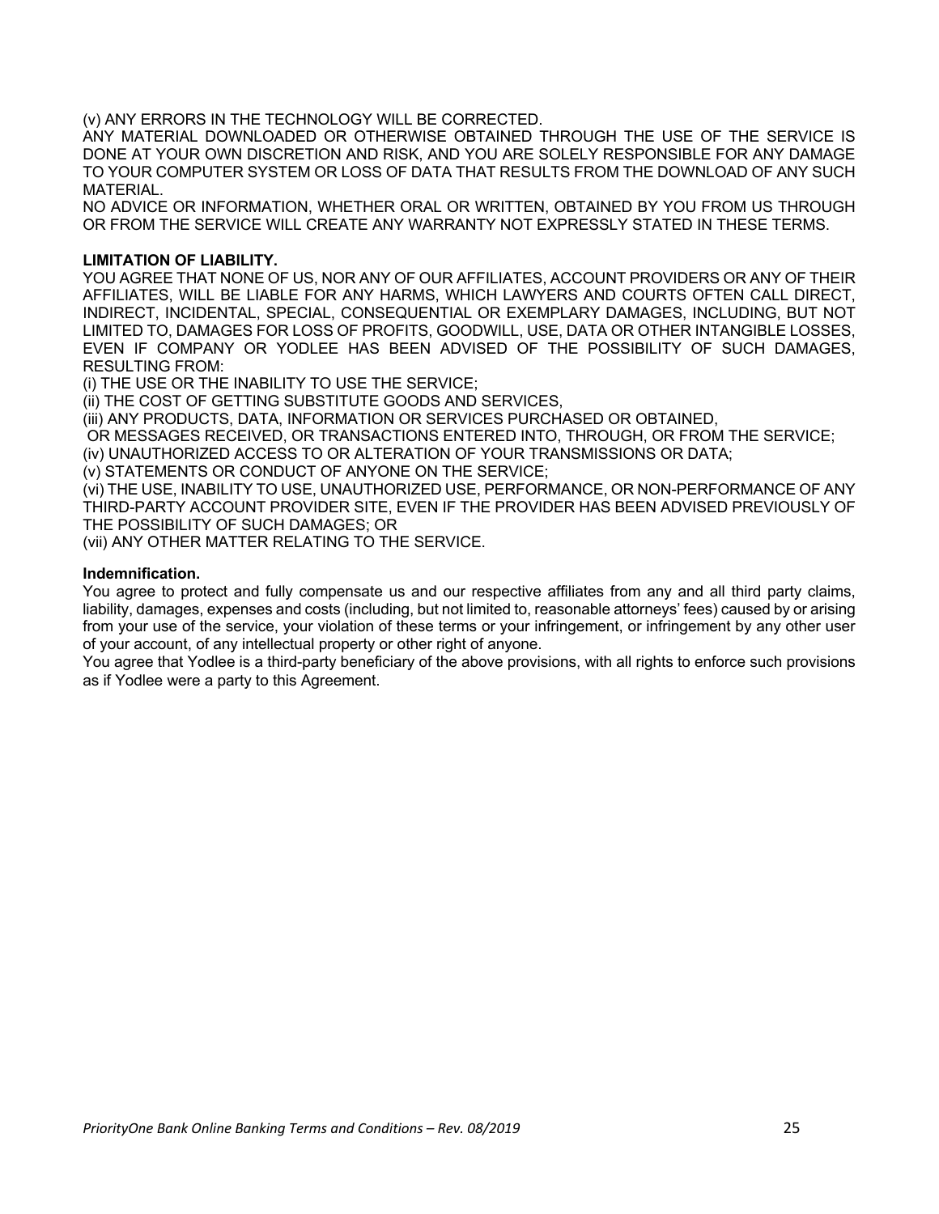(v) ANY ERRORS IN THE TECHNOLOGY WILL BE CORRECTED.

ANY MATERIAL DOWNLOADED OR OTHERWISE OBTAINED THROUGH THE USE OF THE SERVICE IS DONE AT YOUR OWN DISCRETION AND RISK, AND YOU ARE SOLELY RESPONSIBLE FOR ANY DAMAGE TO YOUR COMPUTER SYSTEM OR LOSS OF DATA THAT RESULTS FROM THE DOWNLOAD OF ANY SUCH MATERIAL.

NO ADVICE OR INFORMATION, WHETHER ORAL OR WRITTEN, OBTAINED BY YOU FROM US THROUGH OR FROM THE SERVICE WILL CREATE ANY WARRANTY NOT EXPRESSLY STATED IN THESE TERMS.

**LIMITATION OF LIABILITY.**

YOU AGREE THAT NONE OF US, NOR ANY OF OUR AFFILIATES, ACCOUNT PROVIDERS OR ANY OF THEIR AFFILIATES, WILL BE LIABLE FOR ANY HARMS, WHICH LAWYERS AND COURTS OFTEN CALL DIRECT, INDIRECT, INCIDENTAL, SPECIAL, CONSEQUENTIAL OR EXEMPLARY DAMAGES, INCLUDING, BUT NOT LIMITED TO, DAMAGES FOR LOSS OF PROFITS, GOODWILL, USE, DATA OR OTHER INTANGIBLE LOSSES, EVEN IF COMPANY OR YODLEE HAS BEEN ADVISED OF THE POSSIBILITY OF SUCH DAMAGES, RESULTING FROM:

(i) THE USE OR THE INABILITY TO USE THE SERVICE;

(ii) THE COST OF GETTING SUBSTITUTE GOODS AND SERVICES,

(iii) ANY PRODUCTS, DATA, INFORMATION OR SERVICES PURCHASED OR OBTAINED, OR MESSAGES RECEIVED, OR TRANSACTIONS ENTERED INTO, THROUGH, OR FROM THE SERVICE;

(iv) UNAUTHORIZED ACCESS TO OR ALTERATION OF YOUR TRANSMISSIONS OR DATA;

(v) STATEMENTS OR CONDUCT OF ANYONE ON THE SERVICE;

(vi) THE USE, INABILITY TO USE, UNAUTHORIZED USE, PERFORMANCE, OR NON-PERFORMANCE OF ANY THIRD-PARTY ACCOUNT PROVIDER SITE, EVEN IF THE PROVIDER HAS BEEN ADVISED PREVIOUSLY OF THE POSSIBILITY OF SUCH DAMAGES; OR

(vii) ANY OTHER MATTER RELATING TO THE SERVICE.

**Indemnification.**

You agree to protect and fully compensate us and our respective affiliates from any and all third party claims, liability, damages, expenses and costs (including, but not limited to, reasonable attorneys' fees) caused by or arising from your use of the service, your violation of these terms or your infringement, or infringement by any other user of your account, of any intellectual property or other right of anyone.

You agree that Yodlee is a third-party beneficiary of the above provisions, with all rights to enforce such provisions as if Yodlee were a party to this Agreement.